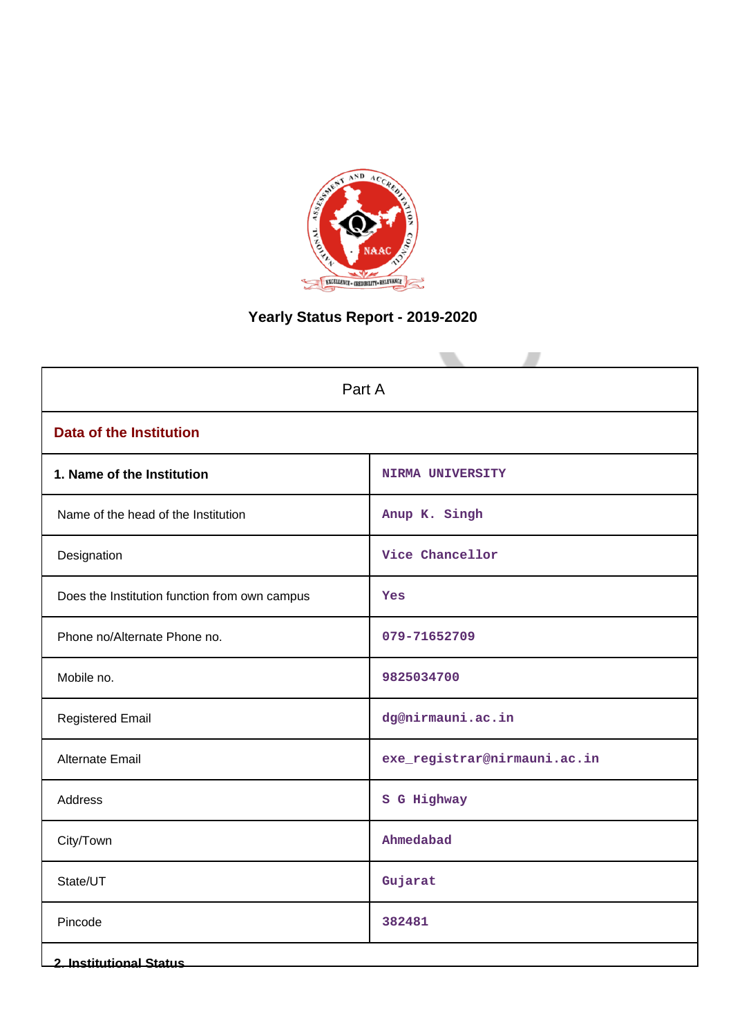# Yearly Status Report - 2019-2020

| Part A | |
|---|---|
| **Data of the Institution** | |
| **1. Name of the Institution** | NIRMA UNIVERSITY |
| Name of the head of the Institution | Anup K. Singh |
| Designation | Vice Chancellor |
| Does the Institution function from own campus | Yes |
| Phone no/Alternate Phone no. | 079-71652709 |
| Mobile no. | 9825034700 |
| Registered Email | dg@nirmauni.ac.in |
| Alternate Email | exe_registrar@nirmauni.ac.in |
| Address | S G Highway |
| City/Town | Ahmedabad |
| State/UT | Gujarat |
| Pincode | 382481 |

**2. Institutional Status**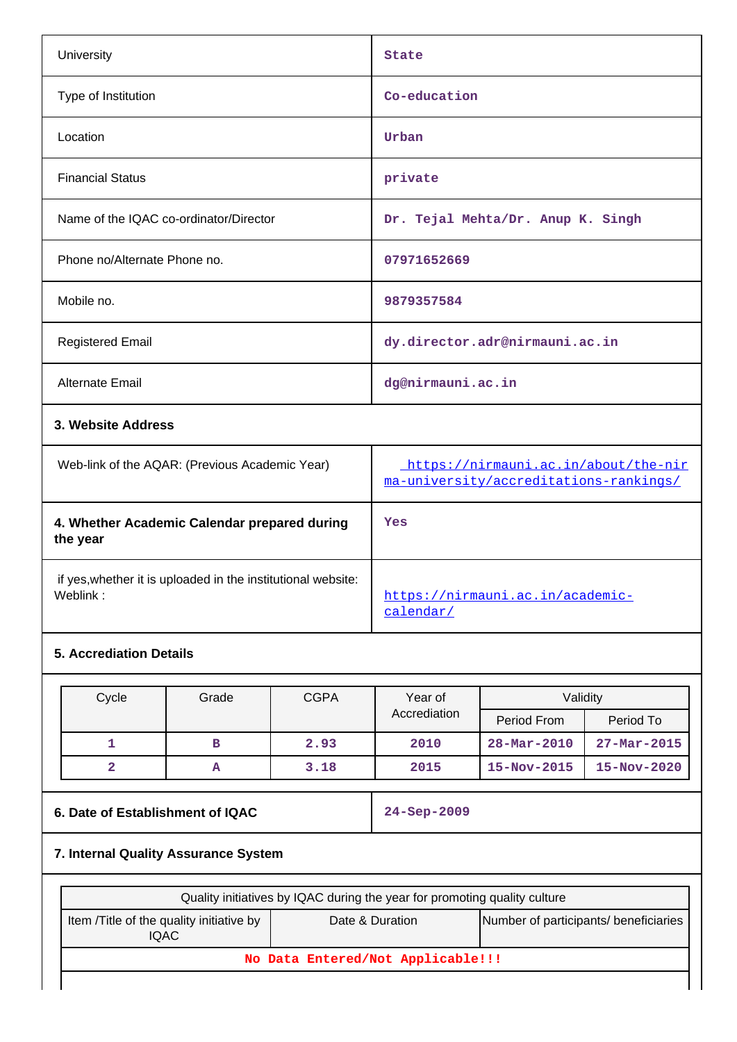| | |
|---|---|
| University | State |
| Type of Institution | Co-education |
| Location | Urban |
| Financial Status | private |
| Name of the IQAC co-ordinator/Director | Dr. Tejal Mehta/Dr. Anup K. Singh |
| Phone no/Alternate Phone no. | 07971652669 |
| Mobile no. | 9879357584 |
| Registered Email | dy.director.adr@nirmauni.ac.in |
| Alternate Email | dg@nirmauni.ac.in |

**3. Website Address**

| | |
|---|---|
| Web-link of the AQAR: (Previous Academic Year) | https://nirmauni.ac.in/about/the-nirma-university/accreditations-rankings/ |
| **4. Whether Academic Calendar prepared during the year** | Yes |
| if yes,whether it is uploaded in the institutional website: Weblink : | https://nirmauni.ac.in/academic-calendar/ |

**5. Accrediation Details**

| Cycle | Grade | CGPA | Year of Accrediation | Validity | |
|---|---|---|---|---|---|
| | | | | Period From | Period To |
| 1 | B | 2.93 | 2010 | 28-Mar-2010 | 27-Mar-2015 |
| 2 | A | 3.18 | 2015 | 15-Nov-2015 | 15-Nov-2020 |

| | |
|---|---|
| **6. Date of Establishment of IQAC** | 24-Sep-2009 |

**7. Internal Quality Assurance System**

| Quality initiatives by IQAC during the year for promoting quality culture | | |
|---|---|---|
| Item /Title of the quality initiative by IQAC | Date & Duration | Number of participants/ beneficiaries |
| No Data Entered/Not Applicable!!! | | |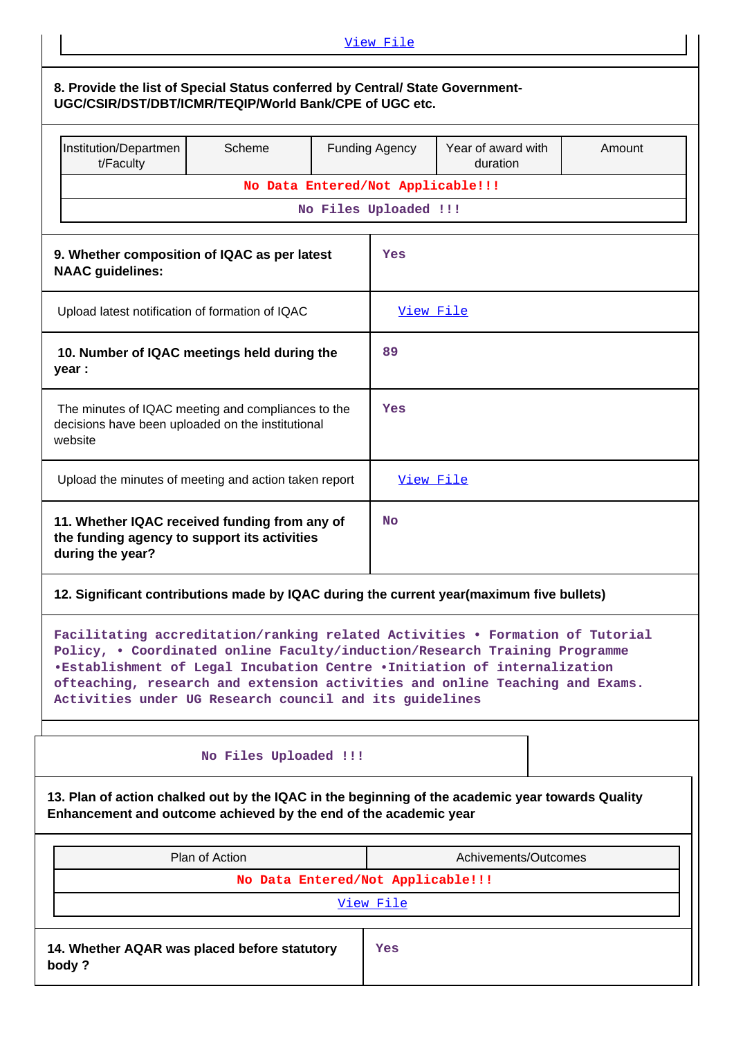View File

**8. Provide the list of Special Status conferred by Central/ State Government- UGC/CSIR/DST/DBT/ICMR/TEQIP/World Bank/CPE of UGC etc.**

| Institution/Department/Faculty | Scheme | Funding Agency | Year of award with duration | Amount |
|---|---|---|---|---|
| No Data Entered/Not Applicable!!! | | | | |
| No Files Uploaded !!! | | | | |

| | |
|---|---|
| **9. Whether composition of IQAC as per latest NAAC guidelines:** | Yes |
| Upload latest notification of formation of IQAC | View File |
| **10. Number of IQAC meetings held during the year :** | 89 |
| The minutes of IQAC meeting and compliances to the decisions have been uploaded on the institutional website | Yes |
| Upload the minutes of meeting and action taken report | View File |
| **11. Whether IQAC received funding from any of the funding agency to support its activities during the year?** | No |

**12. Significant contributions made by IQAC during the current year(maximum five bullets)**

Facilitating accreditation/ranking related Activities • Formation of Tutorial Policy, • Coordinated online Faculty/induction/Research Training Programme •Establishment of Legal Incubation Centre •Initiation of internalization ofteaching, research and extension activities and online Teaching and Exams. Activities under UG Research council and its guidelines

No Files Uploaded !!!

**13. Plan of action chalked out by the IQAC in the beginning of the academic year towards Quality Enhancement and outcome achieved by the end of the academic year**

| Plan of Action | Achivements/Outcomes |
|---|---|
| No Data Entered/Not Applicable!!! | |
| View File | |

| | |
|---|---|
| **14. Whether AQAR was placed before statutory body ?** | Yes |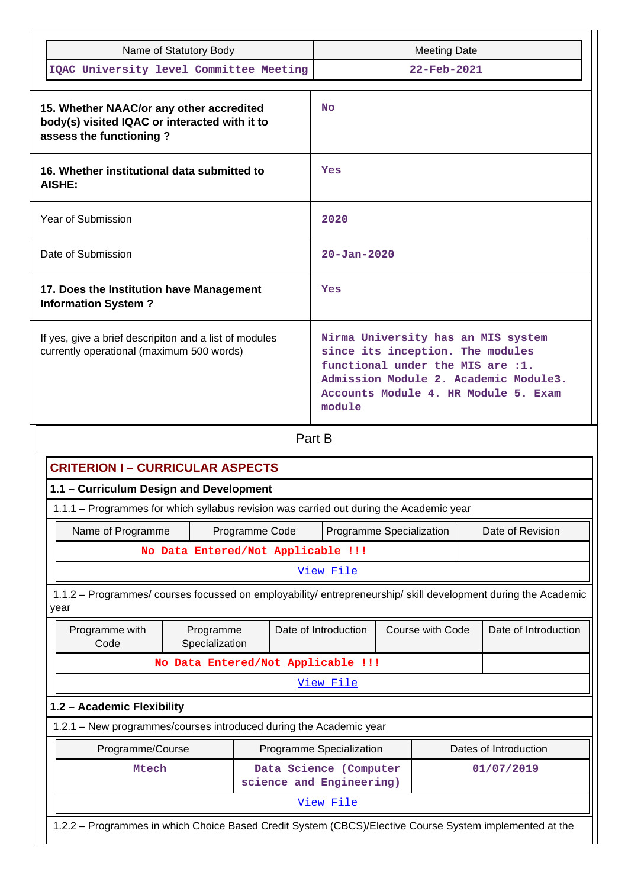| Name of Statutory Body | Meeting Date |
|---|---|
| IQAC University level Committee Meeting | 22-Feb-2021 |

| | |
|---|---|
| **15. Whether NAAC/or any other accredited body(s) visited IQAC or interacted with it to assess the functioning ?** | No |
| **16. Whether institutional data submitted to AISHE:** | Yes |
| Year of Submission | 2020 |
| Date of Submission | 20-Jan-2020 |
| **17. Does the Institution have Management Information System ?** | Yes |
| If yes, give a brief descripiton and a list of modules currently operational (maximum 500 words) | Nirma University has an MIS system since its inception. The modules functional under the MIS are :1. Admission Module 2. Academic Module3. Accounts Module 4. HR Module 5. Exam module |

## Part B

### CRITERION I – CURRICULAR ASPECTS

#### 1.1 – Curriculum Design and Development

1.1.1 – Programmes for which syllabus revision was carried out during the Academic year

| Name of Programme | Programme Code | Programme Specialization | Date of Revision |
|---|---|---|---|
| No Data Entered/Not Applicable !!! | | | |

View File

1.1.2 – Programmes/ courses focussed on employability/ entrepreneurship/ skill development during the Academic year

| Programme with Code | Programme Specialization | Date of Introduction | Course with Code | Date of Introduction |
|---|---|---|---|---|
| No Data Entered/Not Applicable !!! | | | | |

View File

#### 1.2 – Academic Flexibility

1.2.1 – New programmes/courses introduced during the Academic year

| Programme/Course | Programme Specialization | Dates of Introduction |
|---|---|---|
| Mtech | Data Science (Computer science and Engineering) | 01/07/2019 |

View File

1.2.2 – Programmes in which Choice Based Credit System (CBCS)/Elective Course System implemented at the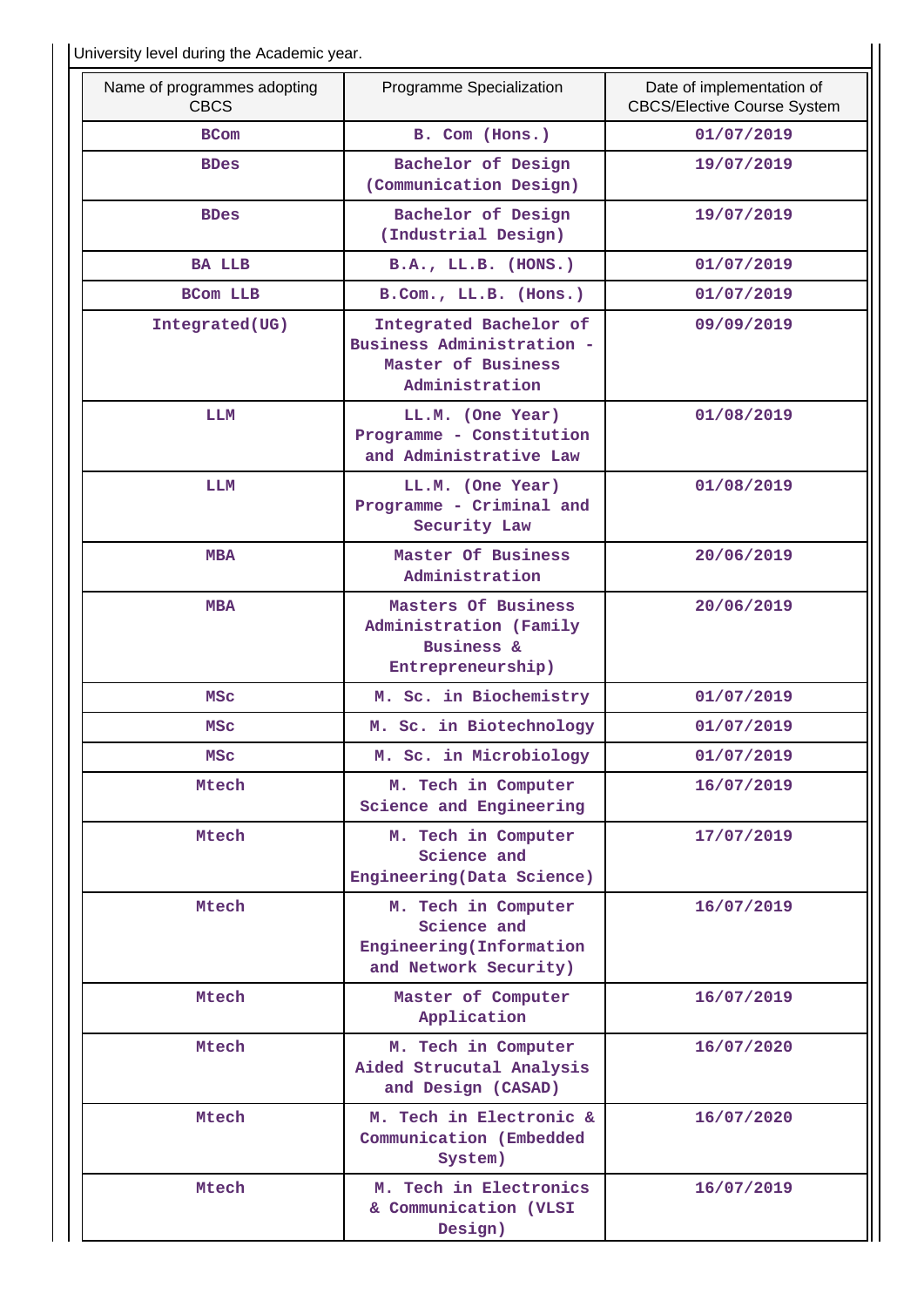University level during the Academic year.

| Name of programmes adopting CBCS | Programme Specialization | Date of implementation of CBCS/Elective Course System |
|---|---|---|
| BCom | B. Com (Hons.) | 01/07/2019 |
| BDes | Bachelor of Design (Communication Design) | 19/07/2019 |
| BDes | Bachelor of Design (Industrial Design) | 19/07/2019 |
| BA LLB | B.A., LL.B. (HONS.) | 01/07/2019 |
| BCom LLB | B.Com., LL.B. (Hons.) | 01/07/2019 |
| Integrated(UG) | Integrated Bachelor of Business Administration - Master of Business Administration | 09/09/2019 |
| LLM | LL.M. (One Year) Programme - Constitution and Administrative Law | 01/08/2019 |
| LLM | LL.M. (One Year) Programme - Criminal and Security Law | 01/08/2019 |
| MBA | Master Of Business Administration | 20/06/2019 |
| MBA | Masters Of Business Administration (Family Business & Entrepreneurship) | 20/06/2019 |
| MSc | M. Sc. in Biochemistry | 01/07/2019 |
| MSc | M. Sc. in Biotechnology | 01/07/2019 |
| MSc | M. Sc. in Microbiology | 01/07/2019 |
| Mtech | M. Tech in Computer Science and Engineering | 16/07/2019 |
| Mtech | M. Tech in Computer Science and Engineering(Data Science) | 17/07/2019 |
| Mtech | M. Tech in Computer Science and Engineering(Information and Network Security) | 16/07/2019 |
| Mtech | Master of Computer Application | 16/07/2019 |
| Mtech | M. Tech in Computer Aided Strucutal Analysis and Design (CASAD) | 16/07/2020 |
| Mtech | M. Tech in Electronic & Communication (Embedded System) | 16/07/2020 |
| Mtech | M. Tech in Electronics & Communication (VLSI Design) | 16/07/2019 |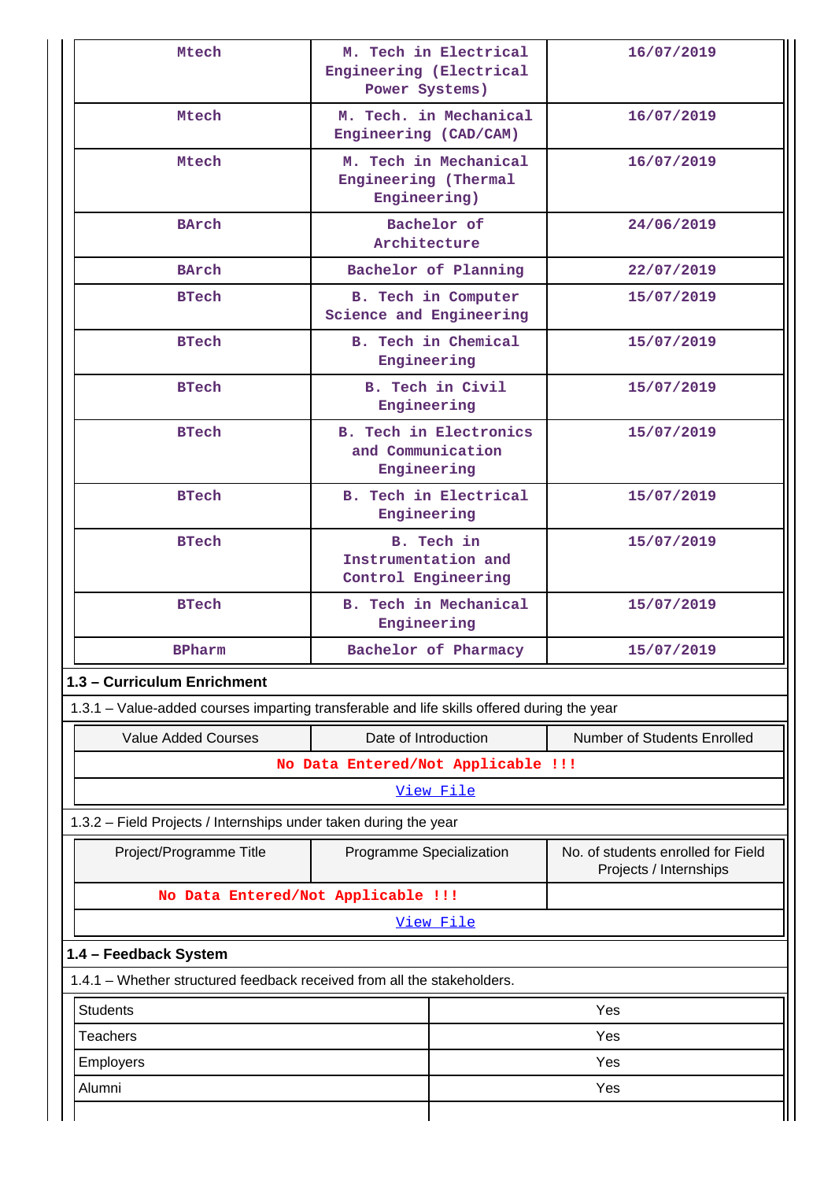| Mtech | M. Tech in Electrical Engineering (Electrical Power Systems) | 16/07/2019 |
|---|---|---|
| Mtech | M. Tech. in Mechanical Engineering (CAD/CAM) | 16/07/2019 |
| Mtech | M. Tech in Mechanical Engineering (Thermal Engineering) | 16/07/2019 |
| BArch | Bachelor of Architecture | 24/06/2019 |
| BArch | Bachelor of Planning | 22/07/2019 |
| BTech | B. Tech in Computer Science and Engineering | 15/07/2019 |
| BTech | B. Tech in Chemical Engineering | 15/07/2019 |
| BTech | B. Tech in Civil Engineering | 15/07/2019 |
| BTech | B. Tech in Electronics and Communication Engineering | 15/07/2019 |
| BTech | B. Tech in Electrical Engineering | 15/07/2019 |
| BTech | B. Tech in Instrumentation and Control Engineering | 15/07/2019 |
| BTech | B. Tech in Mechanical Engineering | 15/07/2019 |
| BPharm | Bachelor of Pharmacy | 15/07/2019 |

**1.3 – Curriculum Enrichment**

1.3.1 – Value-added courses imparting transferable and life skills offered during the year

| Value Added Courses | Date of Introduction | Number of Students Enrolled |
|---|---|---|
| No Data Entered/Not Applicable !!! | | |
| View File | | |

1.3.2 – Field Projects / Internships under taken during the year

| Project/Programme Title | Programme Specialization | No. of students enrolled for Field Projects / Internships |
|---|---|---|
| No Data Entered/Not Applicable !!! | | |
| View File | | |

**1.4 – Feedback System**

1.4.1 – Whether structured feedback received from all the stakeholders.

| Students | Yes |
|---|---|
| Teachers | Yes |
| Employers | Yes |
| Alumni | Yes |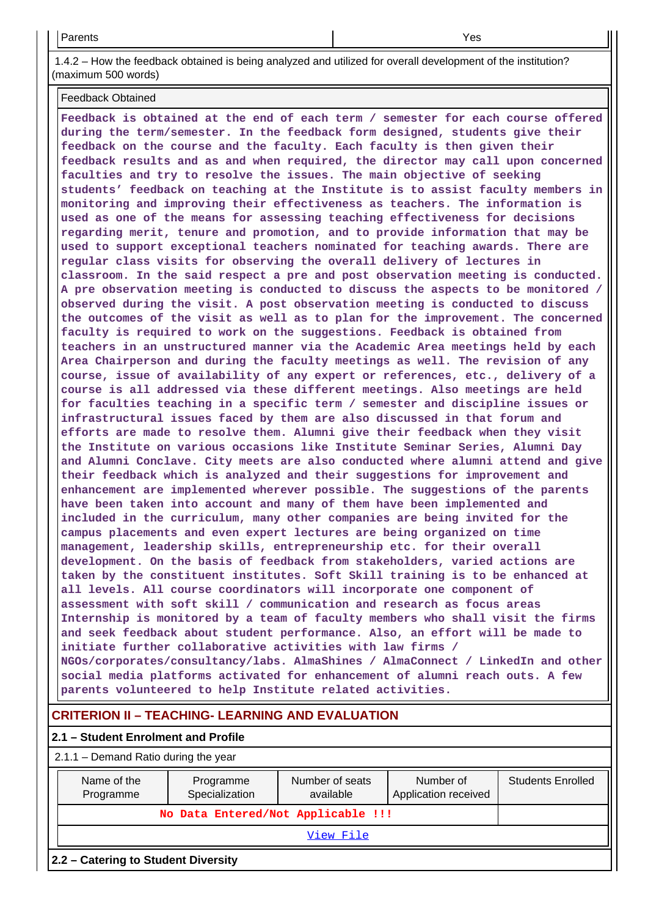| Parents | Yes |
|---|---|

1.4.2 – How the feedback obtained is being analyzed and utilized for overall development of the institution? (maximum 500 words)

| Feedback Obtained |
|---|
| Feedback is obtained at the end of each term / semester for each course offered during the term/semester. In the feedback form designed, students give their feedback on the course and the faculty. Each faculty is then given their feedback results and as and when required, the director may call upon concerned faculties and try to resolve the issues. The main objective of seeking students' feedback on teaching at the Institute is to assist faculty members in monitoring and improving their effectiveness as teachers. The information is used as one of the means for assessing teaching effectiveness for decisions regarding merit, tenure and promotion, and to provide information that may be used to support exceptional teachers nominated for teaching awards. There are regular class visits for observing the overall delivery of lectures in classroom. In the said respect a pre and post observation meeting is conducted. A pre observation meeting is conducted to discuss the aspects to be monitored / observed during the visit. A post observation meeting is conducted to discuss the outcomes of the visit as well as to plan for the improvement. The concerned faculty is required to work on the suggestions. Feedback is obtained from teachers in an unstructured manner via the Academic Area meetings held by each Area Chairperson and during the faculty meetings as well. The revision of any course, issue of availability of any expert or references, etc., delivery of a course is all addressed via these different meetings. Also meetings are held for faculties teaching in a specific term / semester and discipline issues or infrastructural issues faced by them are also discussed in that forum and efforts are made to resolve them. Alumni give their feedback when they visit the Institute on various occasions like Institute Seminar Series, Alumni Day and Alumni Conclave. City meets are also conducted where alumni attend and give their feedback which is analyzed and their suggestions for improvement and enhancement are implemented wherever possible. The suggestions of the parents have been taken into account and many of them have been implemented and included in the curriculum, many other companies are being invited for the campus placements and even expert lectures are being organized on time management, leadership skills, entrepreneurship etc. for their overall development. On the basis of feedback from stakeholders, varied actions are taken by the constituent institutes. Soft Skill training is to be enhanced at all levels. All course coordinators will incorporate one component of assessment with soft skill / communication and research as focus areas Internship is monitored by a team of faculty members who shall visit the firms and seek feedback about student performance. Also, an effort will be made to initiate further collaborative activities with law firms / NGOs/corporates/consultancy/labs. AlmaShines / AlmaConnect / LinkedIn and other social media platforms activated for enhancement of alumni reach outs. A few parents volunteered to help Institute related activities. |

## CRITERION II – TEACHING- LEARNING AND EVALUATION

### 2.1 – Student Enrolment and Profile

2.1.1 – Demand Ratio during the year

| Name of the Programme | Programme Specialization | Number of seats available | Number of Application received | Students Enrolled |
|---|---|---|---|---|
| No Data Entered/Not Applicable !!! | | | | |
| View File | | | | |

### 2.2 – Catering to Student Diversity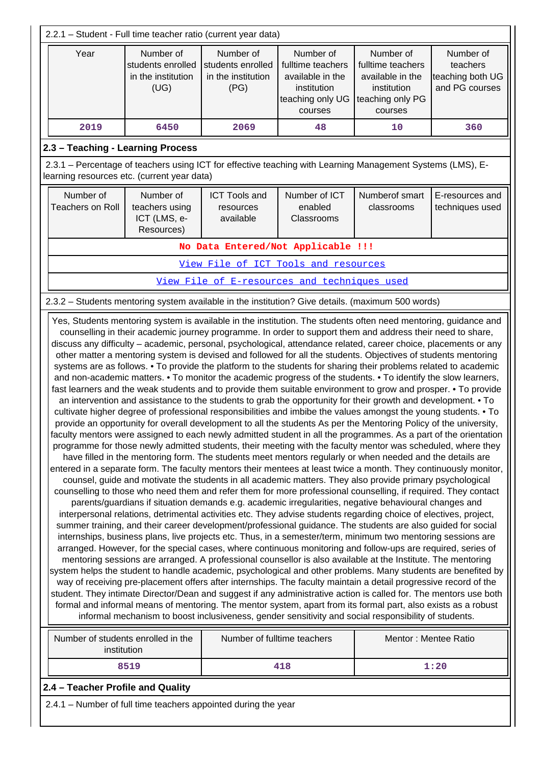2.2.1 – Student - Full time teacher ratio (current year data)

| Year | Number of students enrolled in the institution (UG) | Number of students enrolled in the institution (PG) | Number of fulltime teachers available in the institution teaching only UG courses | Number of fulltime teachers available in the institution teaching only PG courses | Number of teachers teaching both UG and PG courses |
|---|---|---|---|---|---|
| 2019 | 6450 | 2069 | 48 | 10 | 360 |

**2.3 – Teaching - Learning Process**

2.3.1 – Percentage of teachers using ICT for effective teaching with Learning Management Systems (LMS), E-learning resources etc. (current year data)

| Number of Teachers on Roll | Number of teachers using ICT (LMS, e-Resources) | ICT Tools and resources available | Number of ICT enabled Classrooms | Numberof smart classrooms | E-resources and techniques used |
|---|---|---|---|---|---|
| No Data Entered/Not Applicable !!! | | | | | |
| View File of ICT Tools and resources | | | | | |
| View File of E-resources and techniques used | | | | | |

2.3.2 – Students mentoring system available in the institution? Give details. (maximum 500 words)

Yes, Students mentoring system is available in the institution. The students often need mentoring, guidance and counselling in their academic journey programme. In order to support them and address their need to share, discuss any difficulty – academic, personal, psychological, attendance related, career choice, placements or any other matter a mentoring system is devised and followed for all the students. Objectives of students mentoring systems are as follows. • To provide the platform to the students for sharing their problems related to academic and non-academic matters. • To monitor the academic progress of the students. • To identify the slow learners, fast learners and the weak students and to provide them suitable environment to grow and prosper. • To provide an intervention and assistance to the students to grab the opportunity for their growth and development. • To cultivate higher degree of professional responsibilities and imbibe the values amongst the young students. • To provide an opportunity for overall development to all the students As per the Mentoring Policy of the university, faculty mentors were assigned to each newly admitted student in all the programmes. As a part of the orientation programme for those newly admitted students, their meeting with the faculty mentor was scheduled, where they have filled in the mentoring form. The students meet mentors regularly or when needed and the details are entered in a separate form. The faculty mentors their mentees at least twice a month. They continuously monitor, counsel, guide and motivate the students in all academic matters. They also provide primary psychological counselling to those who need them and refer them for more professional counselling, if required. They contact parents/guardians if situation demands e.g. academic irregularities, negative behavioural changes and interpersonal relations, detrimental activities etc. They advise students regarding choice of electives, project, summer training, and their career development/professional guidance. The students are also guided for social internships, business plans, live projects etc. Thus, in a semester/term, minimum two mentoring sessions are arranged. However, for the special cases, where continuous monitoring and follow-ups are required, series of mentoring sessions are arranged. A professional counsellor is also available at the Institute. The mentoring system helps the student to handle academic, psychological and other problems. Many students are benefited by way of receiving pre-placement offers after internships. The faculty maintain a detail progressive record of the student. They intimate Director/Dean and suggest if any administrative action is called for. The mentors use both formal and informal means of mentoring. The mentor system, apart from its formal part, also exists as a robust informal mechanism to boost inclusiveness, gender sensitivity and social responsibility of students.

| Number of students enrolled in the institution | Number of fulltime teachers | Mentor : Mentee Ratio |
|---|---|---|
| 8519 | 418 | 1:20 |

**2.4 – Teacher Profile and Quality**

2.4.1 – Number of full time teachers appointed during the year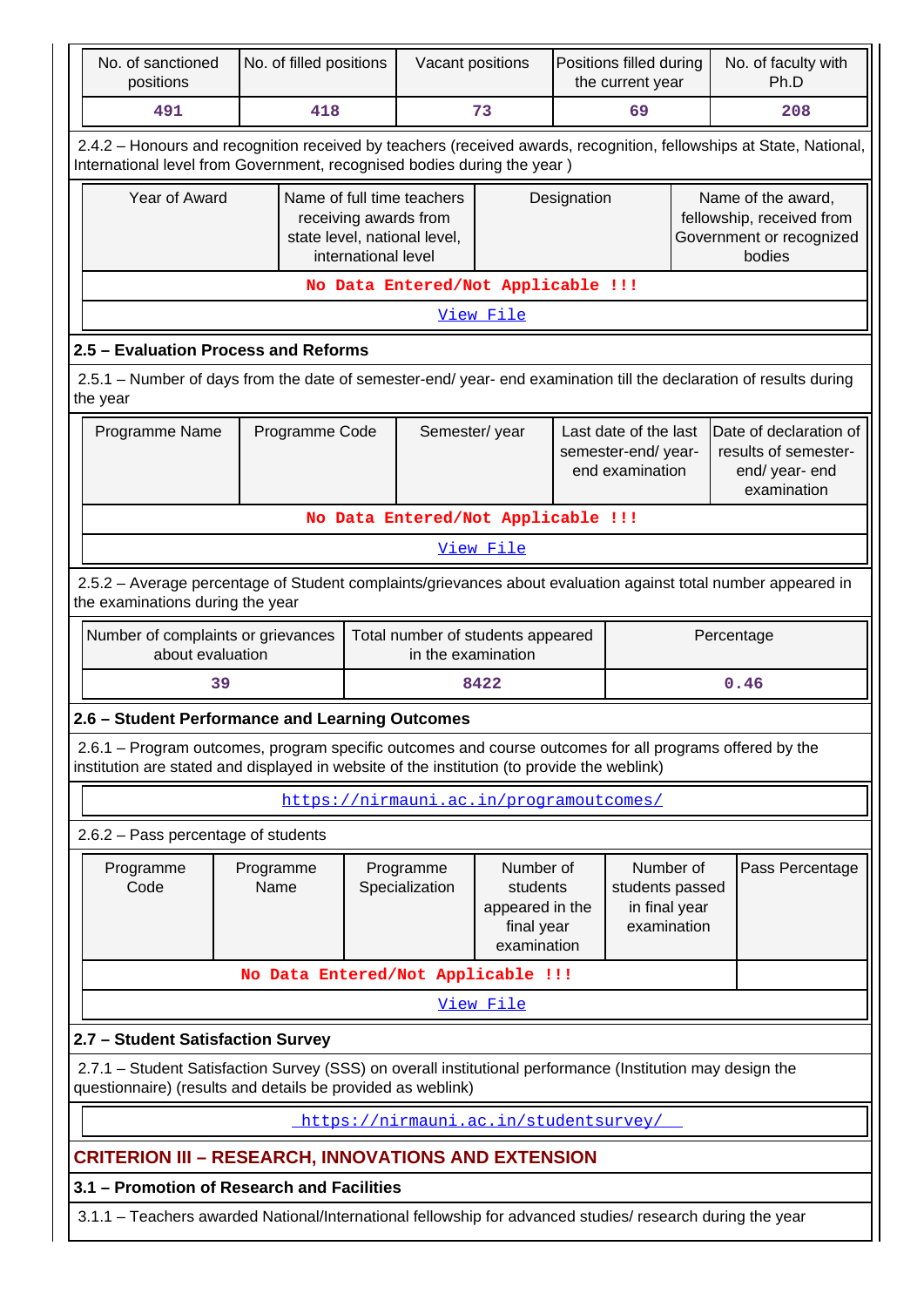| No. of sanctioned positions | No. of filled positions | Vacant positions | Positions filled during the current year | No. of faculty with Ph.D |
|---|---|---|---|---|
| 491 | 418 | 73 | 69 | 208 |

2.4.2 – Honours and recognition received by teachers (received awards, recognition, fellowships at State, National, International level from Government, recognised bodies during the year )

| Year of Award | Name of full time teachers receiving awards from state level, national level, international level | Designation | Name of the award, fellowship, received from Government or recognized bodies |
|---|---|---|---|
| No Data Entered/Not Applicable !!! | | | |
| View File | | | |

### 2.5 – Evaluation Process and Reforms

2.5.1 – Number of days from the date of semester-end/ year- end examination till the declaration of results during the year

| Programme Name | Programme Code | Semester/ year | Last date of the last semester-end/ year- end examination | Date of declaration of results of semester- end/ year- end examination |
|---|---|---|---|---|
| No Data Entered/Not Applicable !!! | | | | |
| View File | | | | |

2.5.2 – Average percentage of Student complaints/grievances about evaluation against total number appeared in the examinations during the year

| Number of complaints or grievances about evaluation | Total number of students appeared in the examination | Percentage |
|---|---|---|
| 39 | 8422 | 0.46 |

### 2.6 – Student Performance and Learning Outcomes

2.6.1 – Program outcomes, program specific outcomes and course outcomes for all programs offered by the institution are stated and displayed in website of the institution (to provide the weblink)

https://nirmauni.ac.in/programoutcomes/

2.6.2 – Pass percentage of students

| Programme Code | Programme Name | Programme Specialization | Number of students appeared in the final year examination | Number of students passed in final year examination | Pass Percentage |
|---|---|---|---|---|---|
| No Data Entered/Not Applicable !!! | | | | | |
| View File | | | | | |

### 2.7 – Student Satisfaction Survey

2.7.1 – Student Satisfaction Survey (SSS) on overall institutional performance (Institution may design the questionnaire) (results and details be provided as weblink)

https://nirmauni.ac.in/studentsurvey/

## CRITERION III – RESEARCH, INNOVATIONS AND EXTENSION

### 3.1 – Promotion of Research and Facilities

3.1.1 – Teachers awarded National/International fellowship for advanced studies/ research during the year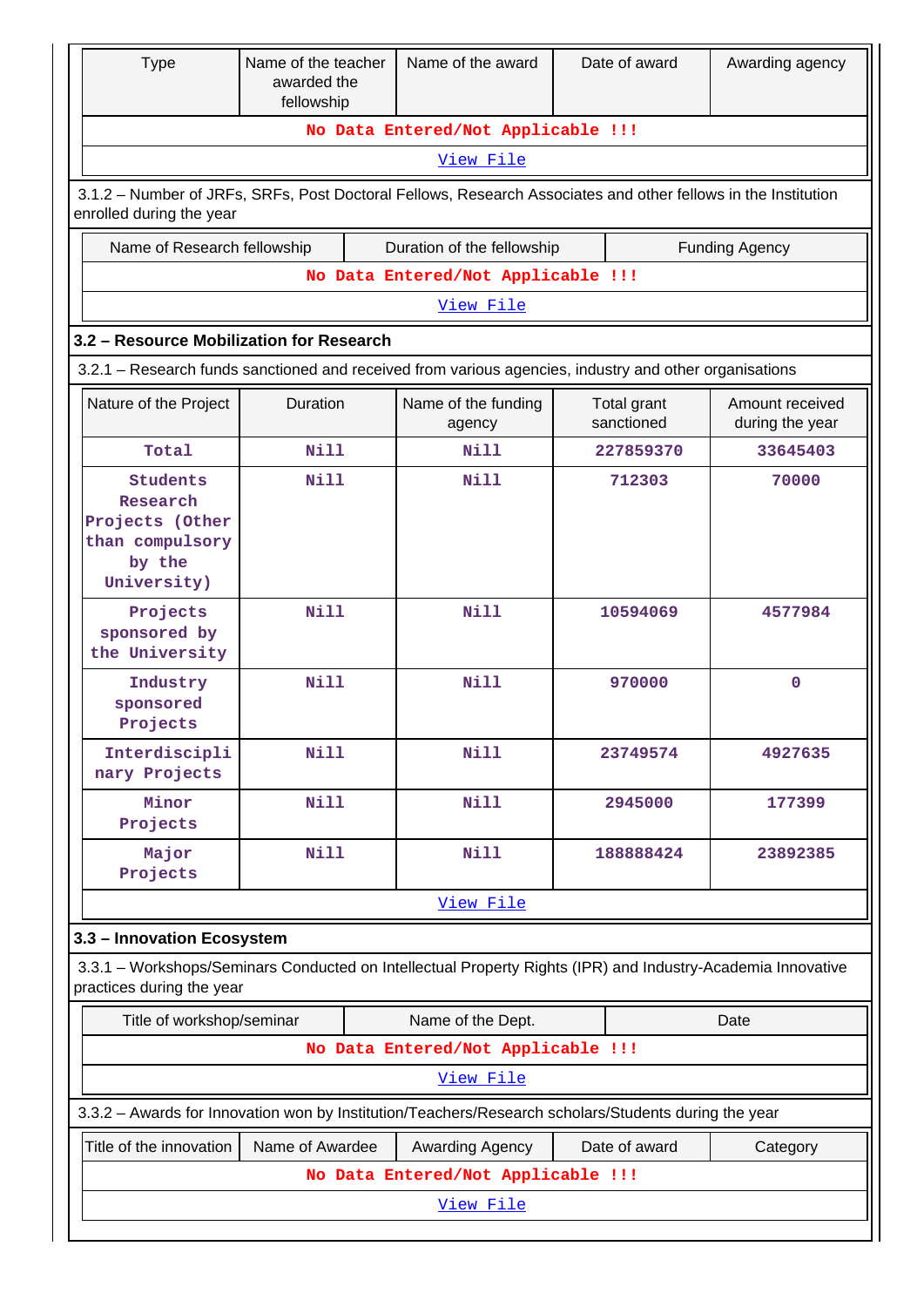| Type | Name of the teacher awarded the fellowship | Name of the award | Date of award | Awarding agency |
|---|---|---|---|---|
| **No Data Entered/Not Applicable !!!** | | | | |
| View File | | | | |

3.1.2 – Number of JRFs, SRFs, Post Doctoral Fellows, Research Associates and other fellows in the Institution enrolled during the year

| Name of Research fellowship | Duration of the fellowship | Funding Agency |
|---|---|---|
| **No Data Entered/Not Applicable !!!** | | |
| View File | | |

### 3.2 – Resource Mobilization for Research

3.2.1 – Research funds sanctioned and received from various agencies, industry and other organisations

| Nature of the Project | Duration | Name of the funding agency | Total grant sanctioned | Amount received during the year |
|---|---|---|---|---|
| Total | Nill | Nill | 227859370 | 33645403 |
| Students Research Projects (Other than compulsory by the University) | Nill | Nill | 712303 | 70000 |
| Projects sponsored by the University | Nill | Nill | 10594069 | 4577984 |
| Industry sponsored Projects | Nill | Nill | 970000 | 0 |
| Interdisciplinary Projects | Nill | Nill | 23749574 | 4927635 |
| Minor Projects | Nill | Nill | 2945000 | 177399 |
| Major Projects | Nill | Nill | 188888424 | 23892385 |
| View File | | | | |

### 3.3 – Innovation Ecosystem

3.3.1 – Workshops/Seminars Conducted on Intellectual Property Rights (IPR) and Industry-Academia Innovative practices during the year

| Title of workshop/seminar | Name of the Dept. | Date |
|---|---|---|
| **No Data Entered/Not Applicable !!!** | | |
| View File | | |

3.3.2 – Awards for Innovation won by Institution/Teachers/Research scholars/Students during the year

| Title of the innovation | Name of Awardee | Awarding Agency | Date of award | Category |
|---|---|---|---|---|
| **No Data Entered/Not Applicable !!!** | | | | |
| View File | | | | |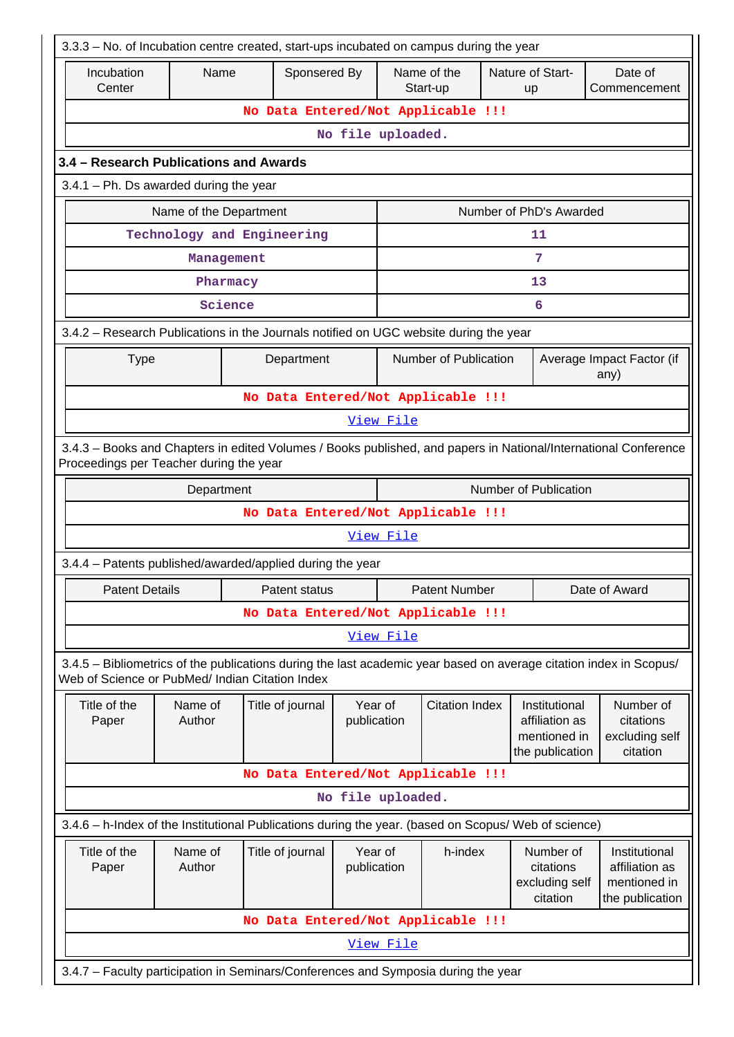3.3.3 – No. of Incubation centre created, start-ups incubated on campus during the year

| Incubation Center | Name | Sponsered By | Name of the Start-up | Nature of Start-up | Date of Commencement |
|---|---|---|---|---|---|
| No Data Entered/Not Applicable !!! | | | | | |
| No file uploaded. | | | | | |

## 3.4 – Research Publications and Awards

3.4.1 – Ph. Ds awarded during the year

| Name of the Department | Number of PhD's Awarded |
|---|---|
| Technology and Engineering | 11 |
| Management | 7 |
| Pharmacy | 13 |
| Science | 6 |

3.4.2 – Research Publications in the Journals notified on UGC website during the year

| Type | Department | Number of Publication | Average Impact Factor (if any) |
|---|---|---|---|
| No Data Entered/Not Applicable !!! | | | |
| View File | | | |

3.4.3 – Books and Chapters in edited Volumes / Books published, and papers in National/International Conference Proceedings per Teacher during the year

| Department | Number of Publication |
|---|---|
| No Data Entered/Not Applicable !!! | |
| View File | |

3.4.4 – Patents published/awarded/applied during the year

| Patent Details | Patent status | Patent Number | Date of Award |
|---|---|---|---|
| No Data Entered/Not Applicable !!! | | | |
| View File | | | |

3.4.5 – Bibliometrics of the publications during the last academic year based on average citation index in Scopus/ Web of Science or PubMed/ Indian Citation Index

| Title of the Paper | Name of Author | Title of journal | Year of publication | Citation Index | Institutional affiliation as mentioned in the publication | Number of citations excluding self citation |
|---|---|---|---|---|---|---|
| No Data Entered/Not Applicable !!! | | | | | | |
| No file uploaded. | | | | | | |

3.4.6 – h-Index of the Institutional Publications during the year. (based on Scopus/ Web of science)

| Title of the Paper | Name of Author | Title of journal | Year of publication | h-index | Number of citations excluding self citation | Institutional affiliation as mentioned in the publication |
|---|---|---|---|---|---|---|
| No Data Entered/Not Applicable !!! | | | | | | |
| View File | | | | | | |

3.4.7 – Faculty participation in Seminars/Conferences and Symposia during the year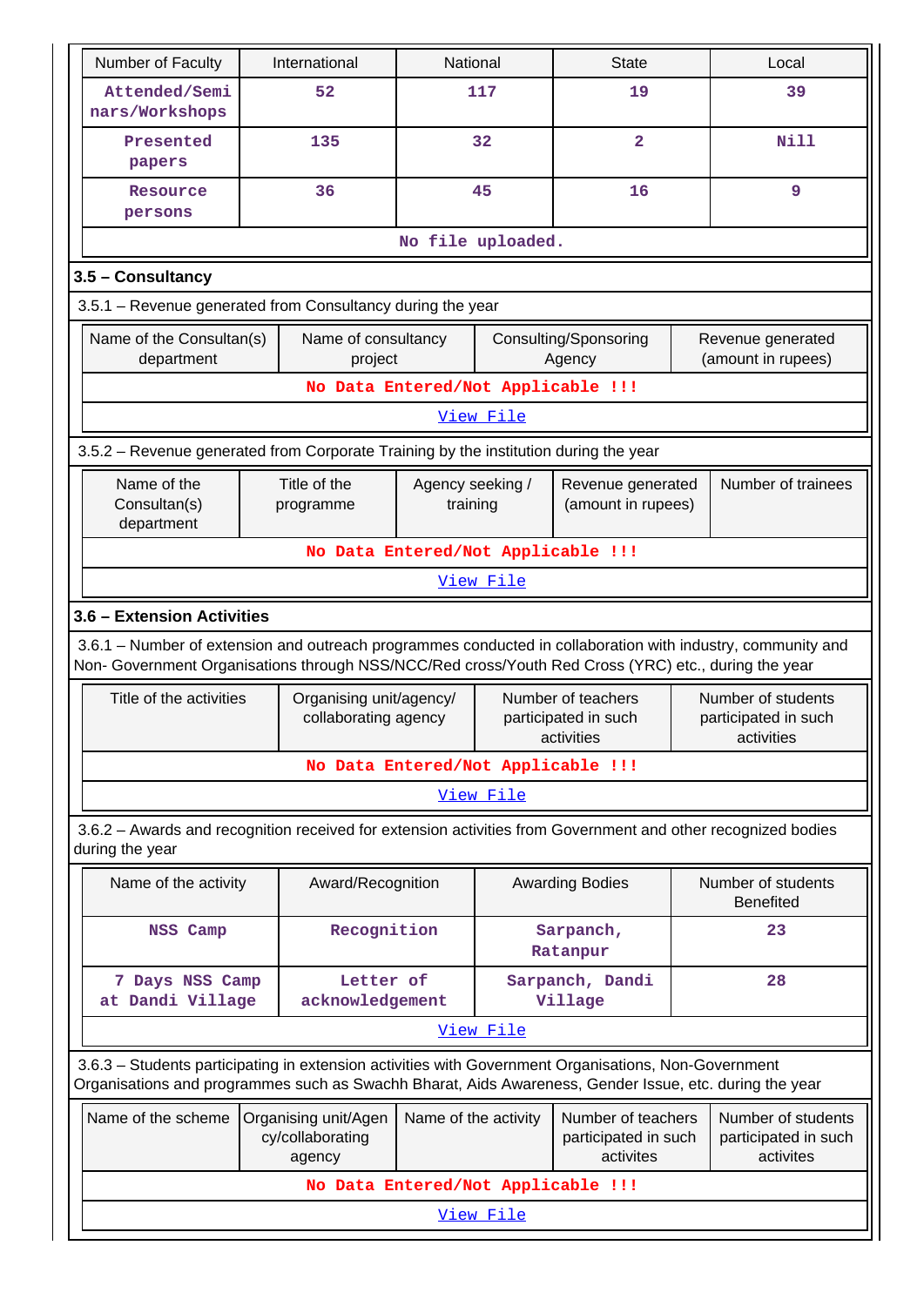| Number of Faculty | International | National | State | Local |
|---|---|---|---|---|
| Attended/Seminars/Workshops | 52 | 117 | 19 | 39 |
| Presented papers | 135 | 32 | 2 | Nill |
| Resource persons | 36 | 45 | 16 | 9 |
| No file uploaded. | | | | |

## 3.5 – Consultancy

3.5.1 – Revenue generated from Consultancy during the year

| Name of the Consultan(s) department | Name of consultancy project | Consulting/Sponsoring Agency | Revenue generated (amount in rupees) |
|---|---|---|---|
| No Data Entered/Not Applicable !!! | | | |
| View File | | | |

3.5.2 – Revenue generated from Corporate Training by the institution during the year

| Name of the Consultan(s) department | Title of the programme | Agency seeking / training | Revenue generated (amount in rupees) | Number of trainees |
|---|---|---|---|---|
| No Data Entered/Not Applicable !!! | | | | |
| View File | | | | |

## 3.6 – Extension Activities

3.6.1 – Number of extension and outreach programmes conducted in collaboration with industry, community and Non- Government Organisations through NSS/NCC/Red cross/Youth Red Cross (YRC) etc., during the year

| Title of the activities | Organising unit/agency/ collaborating agency | Number of teachers participated in such activities | Number of students participated in such activities |
|---|---|---|---|
| No Data Entered/Not Applicable !!! | | | |
| View File | | | |

3.6.2 – Awards and recognition received for extension activities from Government and other recognized bodies during the year

| Name of the activity | Award/Recognition | Awarding Bodies | Number of students Benefited |
|---|---|---|---|
| NSS Camp | Recognition | Sarpanch, Ratanpur | 23 |
| 7 Days NSS Camp at Dandi Village | Letter of acknowledgement | Sarpanch, Dandi Village | 28 |
| View File | | | |

3.6.3 – Students participating in extension activities with Government Organisations, Non-Government Organisations and programmes such as Swachh Bharat, Aids Awareness, Gender Issue, etc. during the year

| Name of the scheme | Organising unit/Agency/collaborating agency | Name of the activity | Number of teachers participated in such activites | Number of students participated in such activites |
|---|---|---|---|---|
| No Data Entered/Not Applicable !!! | | | | |
| View File | | | | |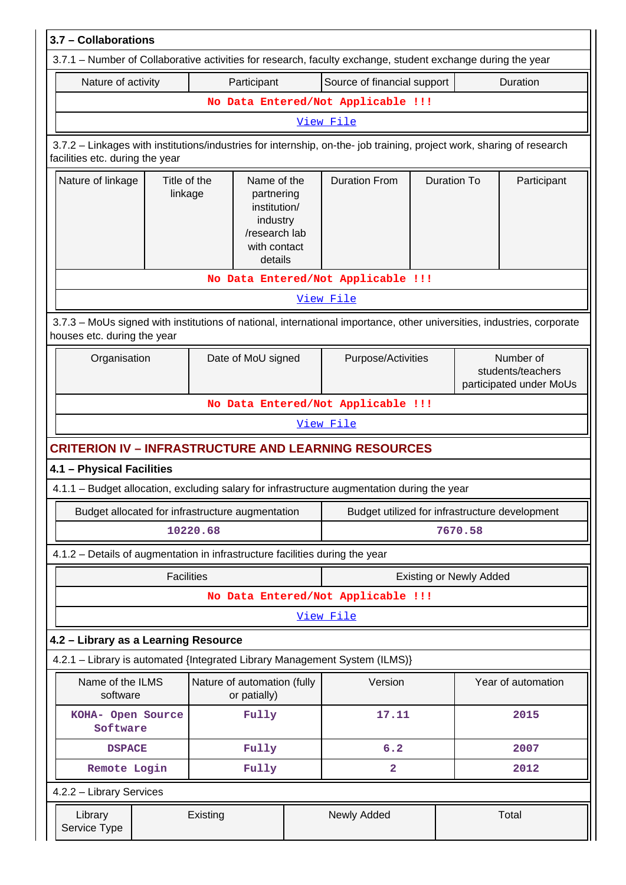### 3.7 – Collaborations

3.7.1 – Number of Collaborative activities for research, faculty exchange, student exchange during the year

| Nature of activity | Participant | Source of financial support | Duration |
|---|---|---|---|
| No Data Entered/Not Applicable !!! | | | |
| View File | | | |

3.7.2 – Linkages with institutions/industries for internship, on-the- job training, project work, sharing of research facilities etc. during the year

| Nature of linkage | Title of the linkage | Name of the partnering institution/ industry /research lab with contact details | Duration From | Duration To | Participant |
|---|---|---|---|---|---|
| No Data Entered/Not Applicable !!! | | | | | |
| View File | | | | | |

3.7.3 – MoUs signed with institutions of national, international importance, other universities, industries, corporate houses etc. during the year

| Organisation | Date of MoU signed | Purpose/Activities | Number of students/teachers participated under MoUs |
|---|---|---|---|
| No Data Entered/Not Applicable !!! | | | |
| View File | | | |

## CRITERION IV – INFRASTRUCTURE AND LEARNING RESOURCES

### 4.1 – Physical Facilities

4.1.1 – Budget allocation, excluding salary for infrastructure augmentation during the year

| Budget allocated for infrastructure augmentation | Budget utilized for infrastructure development |
|---|---|
| 10220.68 | 7670.58 |

4.1.2 – Details of augmentation in infrastructure facilities during the year

| Facilities | Existing or Newly Added |
|---|---|
| No Data Entered/Not Applicable !!! | |
| View File | |

### 4.2 – Library as a Learning Resource

4.2.1 – Library is automated {Integrated Library Management System (ILMS)}

| Name of the ILMS software | Nature of automation (fully or patially) | Version | Year of automation |
|---|---|---|---|
| KOHA- Open Source Software | Fully | 17.11 | 2015 |
| DSPACE | Fully | 6.2 | 2007 |
| Remote Login | Fully | 2 | 2012 |

4.2.2 – Library Services

| Library Service Type | Existing | Newly Added | Total |
|---|---|---|---|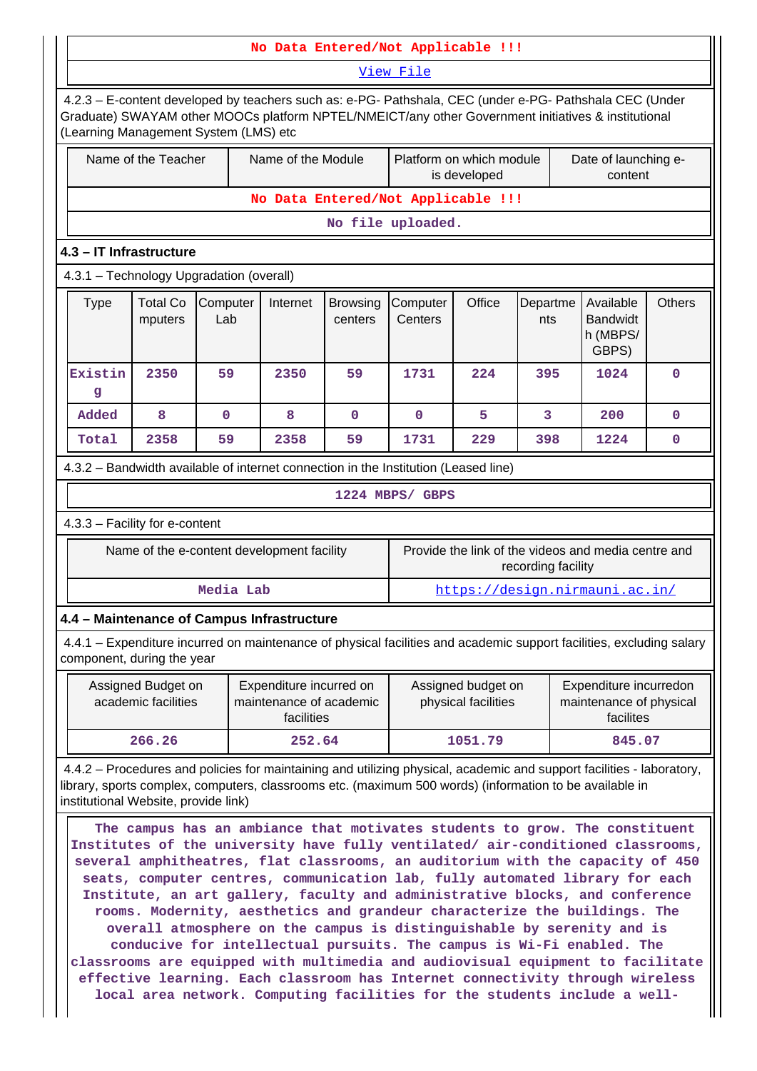| No Data Entered/Not Applicable !!! |
|---|
| View File |

4.2.3 – E-content developed by teachers such as: e-PG- Pathshala, CEC (under e-PG- Pathshala CEC (Under Graduate) SWAYAM other MOOCs platform NPTEL/NMEICT/any other Government initiatives & institutional (Learning Management System (LMS) etc

| Name of the Teacher | Name of the Module | Platform on which module is developed | Date of launching e-content |
|---|---|---|---|
| No Data Entered/Not Applicable !!! | | | |
| No file uploaded. | | | |

### 4.3 – IT Infrastructure

4.3.1 – Technology Upgradation (overall)

| Type | Total Computers | Computer Lab | Internet | Browsing centers | Computer Centers | Office | Departments | Available Bandwidth (MBPS/ GBPS) | Others |
|---|---|---|---|---|---|---|---|---|---|
| Existing | 2350 | 59 | 2350 | 59 | 1731 | 224 | 395 | 1024 | 0 |
| Added | 8 | 0 | 8 | 0 | 0 | 5 | 3 | 200 | 0 |
| Total | 2358 | 59 | 2358 | 59 | 1731 | 229 | 398 | 1224 | 0 |

4.3.2 – Bandwidth available of internet connection in the Institution (Leased line)

1224 MBPS/ GBPS

4.3.3 – Facility for e-content

| Name of the e-content development facility | Provide the link of the videos and media centre and recording facility |
|---|---|
| Media Lab | https://design.nirmauni.ac.in/ |

### 4.4 – Maintenance of Campus Infrastructure

4.4.1 – Expenditure incurred on maintenance of physical facilities and academic support facilities, excluding salary component, during the year

| Assigned Budget on academic facilities | Expenditure incurred on maintenance of academic facilities | Assigned budget on physical facilities | Expenditure incurredon maintenance of physical facilites |
|---|---|---|---|
| 266.26 | 252.64 | 1051.79 | 845.07 |

4.4.2 – Procedures and policies for maintaining and utilizing physical, academic and support facilities - laboratory, library, sports complex, computers, classrooms etc. (maximum 500 words) (information to be available in institutional Website, provide link)

The campus has an ambiance that motivates students to grow. The constituent Institutes of the university have fully ventilated/ air-conditioned classrooms, several amphitheatres, flat classrooms, an auditorium with the capacity of 450 seats, computer centres, communication lab, fully automated library for each Institute, an art gallery, faculty and administrative blocks, and conference rooms. Modernity, aesthetics and grandeur characterize the buildings. The overall atmosphere on the campus is distinguishable by serenity and is conducive for intellectual pursuits. The campus is Wi-Fi enabled. The classrooms are equipped with multimedia and audiovisual equipment to facilitate effective learning. Each classroom has Internet connectivity through wireless local area network. Computing facilities for the students include a well-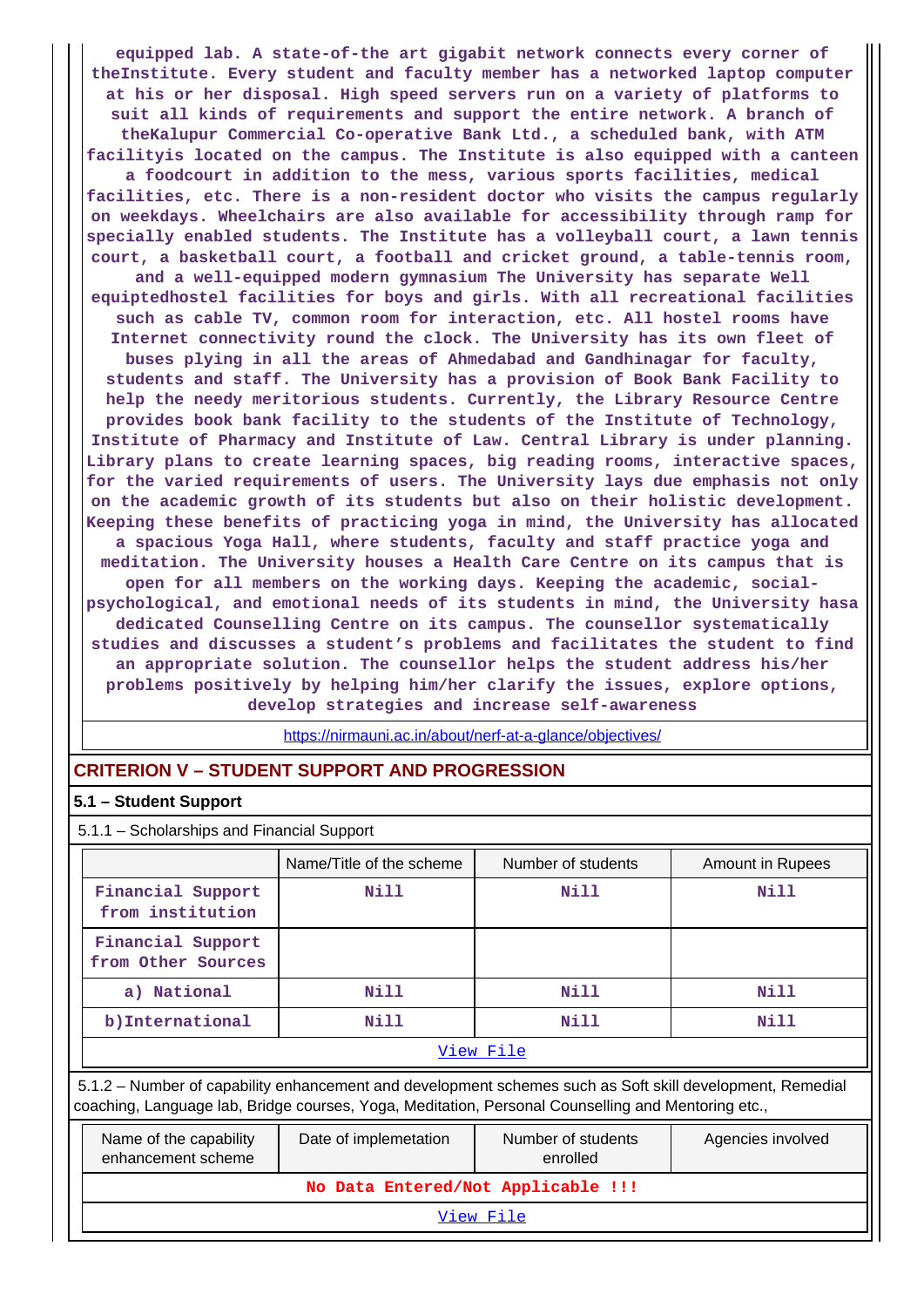equipped lab. A state-of-the art gigabit network connects every corner of theInstitute. Every student and faculty member has a networked laptop computer at his or her disposal. High speed servers run on a variety of platforms to suit all kinds of requirements and support the entire network. A branch of theKalupur Commercial Co-operative Bank Ltd., a scheduled bank, with ATM facilityis located on the campus. The Institute is also equipped with a canteen a foodcourt in addition to the mess, various sports facilities, medical facilities, etc. There is a non-resident doctor who visits the campus regularly on weekdays. Wheelchairs are also available for accessibility through ramp for specially enabled students. The Institute has a volleyball court, a lawn tennis court, a basketball court, a football and cricket ground, a table-tennis room, and a well-equipped modern gymnasium The University has separate Well equiptedhostel facilities for boys and girls. With all recreational facilities such as cable TV, common room for interaction, etc. All hostel rooms have Internet connectivity round the clock. The University has its own fleet of buses plying in all the areas of Ahmedabad and Gandhinagar for faculty, students and staff. The University has a provision of Book Bank Facility to help the needy meritorious students. Currently, the Library Resource Centre provides book bank facility to the students of the Institute of Technology, Institute of Pharmacy and Institute of Law. Central Library is under planning. Library plans to create learning spaces, big reading rooms, interactive spaces, for the varied requirements of users. The University lays due emphasis not only on the academic growth of its students but also on their holistic development. Keeping these benefits of practicing yoga in mind, the University has allocated a spacious Yoga Hall, where students, faculty and staff practice yoga and meditation. The University houses a Health Care Centre on its campus that is open for all members on the working days. Keeping the academic, social-psychological, and emotional needs of its students in mind, the University hasa dedicated Counselling Centre on its campus. The counsellor systematically studies and discusses a student's problems and facilitates the student to find an appropriate solution. The counsellor helps the student address his/her problems positively by helping him/her clarify the issues, explore options, develop strategies and increase self-awareness

https://nirmauni.ac.in/about/nerf-at-a-glance/objectives/

## CRITERION V – STUDENT SUPPORT AND PROGRESSION

### 5.1 – Student Support

5.1.1 – Scholarships and Financial Support

| | Name/Title of the scheme | Number of students | Amount in Rupees |
|---|---|---|---|
| Financial Support from institution | Nill | Nill | Nill |
| Financial Support from Other Sources | | | |
| a) National | Nill | Nill | Nill |
| b)International | Nill | Nill | Nill |

View File

5.1.2 – Number of capability enhancement and development schemes such as Soft skill development, Remedial coaching, Language lab, Bridge courses, Yoga, Meditation, Personal Counselling and Mentoring etc.,

| Name of the capability enhancement scheme | Date of implemetation | Number of students enrolled | Agencies involved |
|---|---|---|---|
| No Data Entered/Not Applicable !!! | | | |

View File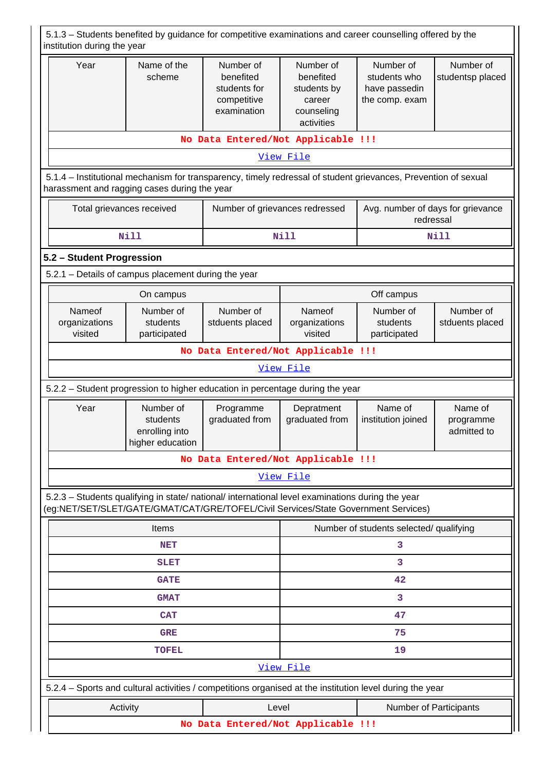5.1.3 – Students benefited by guidance for competitive examinations and career counselling offered by the institution during the year

| Year | Name of the scheme | Number of benefited students for competitive examination | Number of benefited students by career counseling activities | Number of students who have passedin the comp. exam | Number of studentsp placed |
|---|---|---|---|---|---|
| No Data Entered/Not Applicable !!! | | | | | |
| View File | | | | | |

5.1.4 – Institutional mechanism for transparency, timely redressal of student grievances, Prevention of sexual harassment and ragging cases during the year

| Total grievances received | Number of grievances redressed | Avg. number of days for grievance redressal |
|---|---|---|
| Nill | Nill | Nill |

**5.2 – Student Progression**

5.2.1 – Details of campus placement during the year

| On campus | | | Off campus | | |
|---|---|---|---|---|---|
| Nameof organizations visited | Number of students participated | Number of stduents placed | Nameof organizations visited | Number of students participated | Number of stduents placed |
| No Data Entered/Not Applicable !!! | | | | | |
| View File | | | | | |

5.2.2 – Student progression to higher education in percentage during the year

| Year | Number of students enrolling into higher education | Programme graduated from | Depratment graduated from | Name of institution joined | Name of programme admitted to |
|---|---|---|---|---|---|
| No Data Entered/Not Applicable !!! | | | | | |
| View File | | | | | |

5.2.3 – Students qualifying in state/ national/ international level examinations during the year (eg:NET/SET/SLET/GATE/GMAT/CAT/GRE/TOFEL/Civil Services/State Government Services)

| Items | Number of students selected/ qualifying |
|---|---|
| NET | 3 |
| SLET | 3 |
| GATE | 42 |
| GMAT | 3 |
| CAT | 47 |
| GRE | 75 |
| TOFEL | 19 |
| View File | |

5.2.4 – Sports and cultural activities / competitions organised at the institution level during the year

| Activity | Level | Number of Participants |
|---|---|---|
| No Data Entered/Not Applicable !!! | | |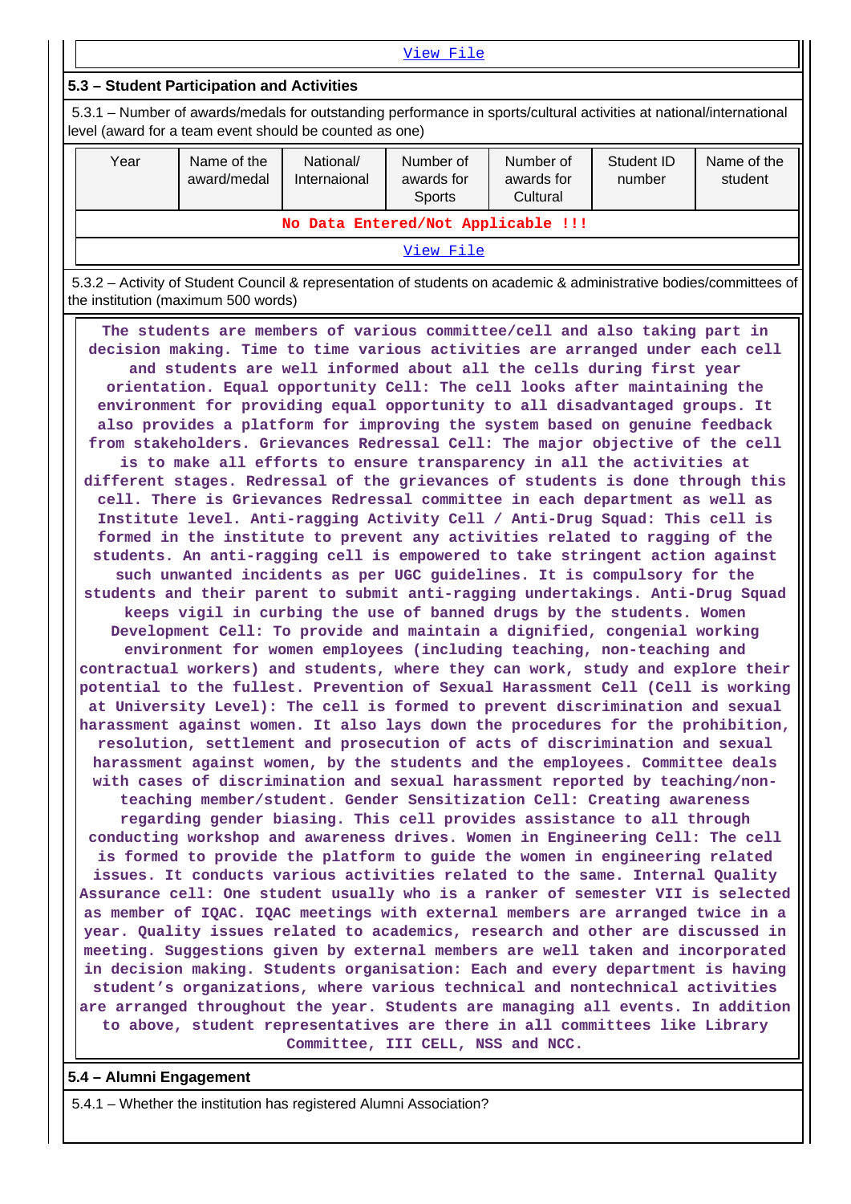View File

## 5.3 – Student Participation and Activities

5.3.1 – Number of awards/medals for outstanding performance in sports/cultural activities at national/international level (award for a team event should be counted as one)

| Year | Name of the award/medal | National/ Internaional | Number of awards for Sports | Number of awards for Cultural | Student ID number | Name of the student |
|---|---|---|---|---|---|---|
| No Data Entered/Not Applicable !!! | | | | | | |

View File

5.3.2 – Activity of Student Council & representation of students on academic & administrative bodies/committees of the institution (maximum 500 words)

The students are members of various committee/cell and also taking part in decision making. Time to time various activities are arranged under each cell and students are well informed about all the cells during first year orientation. Equal opportunity Cell: The cell looks after maintaining the environment for providing equal opportunity to all disadvantaged groups. It also provides a platform for improving the system based on genuine feedback from stakeholders. Grievances Redressal Cell: The major objective of the cell is to make all efforts to ensure transparency in all the activities at different stages. Redressal of the grievances of students is done through this cell. There is Grievances Redressal committee in each department as well as Institute level. Anti-ragging Activity Cell / Anti-Drug Squad: This cell is formed in the institute to prevent any activities related to ragging of the students. An anti-ragging cell is empowered to take stringent action against such unwanted incidents as per UGC guidelines. It is compulsory for the students and their parent to submit anti-ragging undertakings. Anti-Drug Squad keeps vigil in curbing the use of banned drugs by the students. Women Development Cell: To provide and maintain a dignified, congenial working environment for women employees (including teaching, non-teaching and contractual workers) and students, where they can work, study and explore their potential to the fullest. Prevention of Sexual Harassment Cell (Cell is working at University Level): The cell is formed to prevent discrimination and sexual harassment against women. It also lays down the procedures for the prohibition, resolution, settlement and prosecution of acts of discrimination and sexual harassment against women, by the students and the employees. Committee deals with cases of discrimination and sexual harassment reported by teaching/non-teaching member/student. Gender Sensitization Cell: Creating awareness regarding gender biasing. This cell provides assistance to all through conducting workshop and awareness drives. Women in Engineering Cell: The cell is formed to provide the platform to guide the women in engineering related issues. It conducts various activities related to the same. Internal Quality Assurance cell: One student usually who is a ranker of semester VII is selected as member of IQAC. IQAC meetings with external members are arranged twice in a year. Quality issues related to academics, research and other are discussed in meeting. Suggestions given by external members are well taken and incorporated in decision making. Students organisation: Each and every department is having student's organizations, where various technical and nontechnical activities are arranged throughout the year. Students are managing all events. In addition to above, student representatives are there in all committees like Library Committee, III CELL, NSS and NCC.

## 5.4 – Alumni Engagement

5.4.1 – Whether the institution has registered Alumni Association?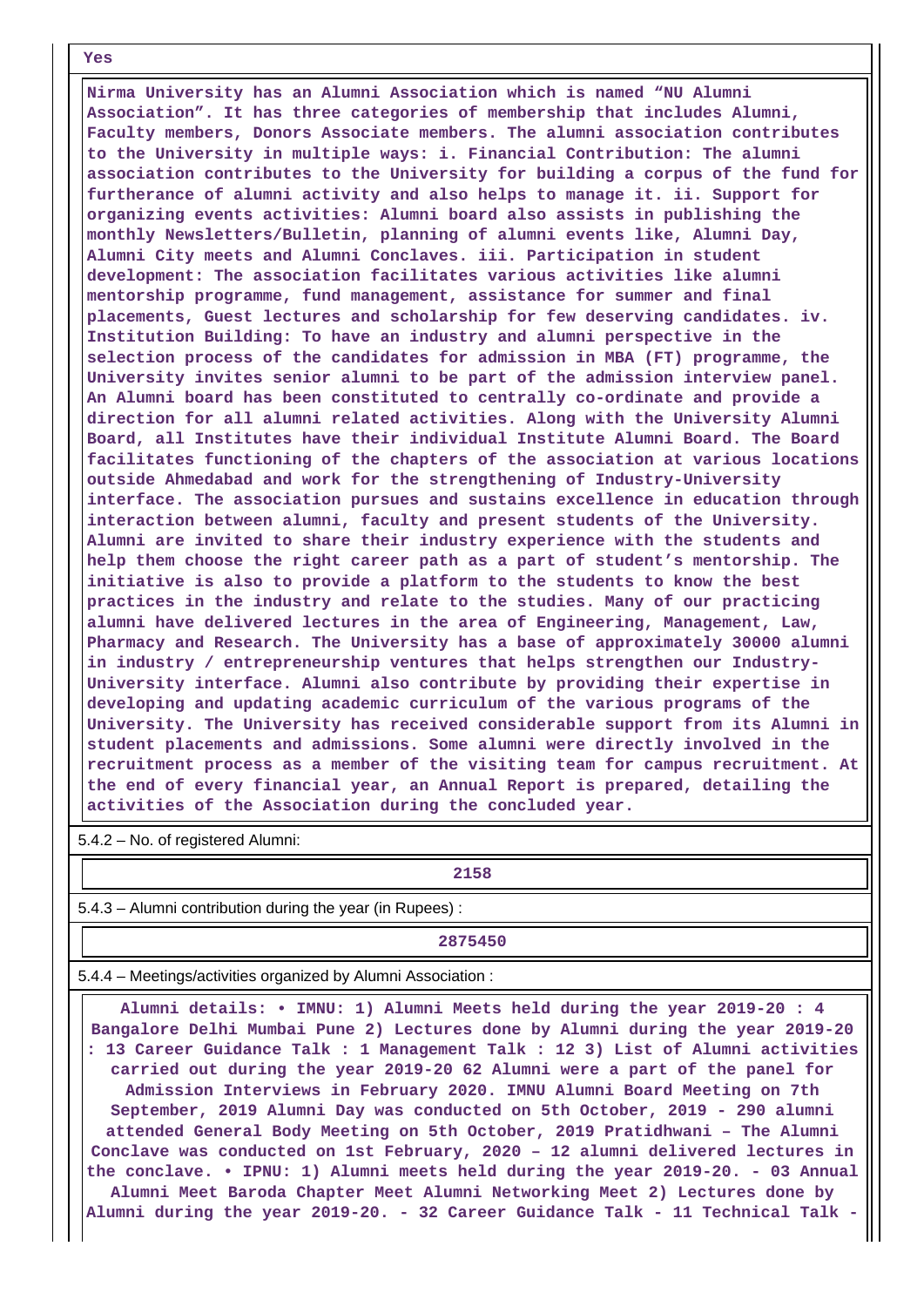Yes

Nirma University has an Alumni Association which is named “NU Alumni Association”. It has three categories of membership that includes Alumni, Faculty members, Donors Associate members. The alumni association contributes to the University in multiple ways: i. Financial Contribution: The alumni association contributes to the University for building a corpus of the fund for furtherance of alumni activity and also helps to manage it. ii. Support for organizing events activities: Alumni board also assists in publishing the monthly Newsletters/Bulletin, planning of alumni events like, Alumni Day, Alumni City meets and Alumni Conclaves. iii. Participation in student development: The association facilitates various activities like alumni mentorship programme, fund management, assistance for summer and final placements, Guest lectures and scholarship for few deserving candidates. iv. Institution Building: To have an industry and alumni perspective in the selection process of the candidates for admission in MBA (FT) programme, the University invites senior alumni to be part of the admission interview panel. An Alumni board has been constituted to centrally co-ordinate and provide a direction for all alumni related activities. Along with the University Alumni Board, all Institutes have their individual Institute Alumni Board. The Board facilitates functioning of the chapters of the association at various locations outside Ahmedabad and work for the strengthening of Industry-University interface. The association pursues and sustains excellence in education through interaction between alumni, faculty and present students of the University. Alumni are invited to share their industry experience with the students and help them choose the right career path as a part of student’s mentorship. The initiative is also to provide a platform to the students to know the best practices in the industry and relate to the studies. Many of our practicing alumni have delivered lectures in the area of Engineering, Management, Law, Pharmacy and Research. The University has a base of approximately 30000 alumni in industry / entrepreneurship ventures that helps strengthen our Industry-University interface. Alumni also contribute by providing their expertise in developing and updating academic curriculum of the various programs of the University. The University has received considerable support from its Alumni in student placements and admissions. Some alumni were directly involved in the recruitment process as a member of the visiting team for campus recruitment. At the end of every financial year, an Annual Report is prepared, detailing the activities of the Association during the concluded year.

5.4.2 – No. of registered Alumni:

2158

5.4.3 – Alumni contribution during the year (in Rupees) :

2875450

5.4.4 – Meetings/activities organized by Alumni Association :

Alumni details: • IMNU: 1) Alumni Meets held during the year 2019-20 : 4 Bangalore Delhi Mumbai Pune 2) Lectures done by Alumni during the year 2019-20 : 13 Career Guidance Talk : 1 Management Talk : 12 3) List of Alumni activities carried out during the year 2019-20 62 Alumni were a part of the panel for Admission Interviews in February 2020. IMNU Alumni Board Meeting on 7th September, 2019 Alumni Day was conducted on 5th October, 2019 - 290 alumni attended General Body Meeting on 5th October, 2019 Pratidhwani – The Alumni Conclave was conducted on 1st February, 2020 – 12 alumni delivered lectures in the conclave. • IPNU: 1) Alumni meets held during the year 2019-20. - 03 Annual Alumni Meet Baroda Chapter Meet Alumni Networking Meet 2) Lectures done by Alumni during the year 2019-20. - 32 Career Guidance Talk - 11 Technical Talk -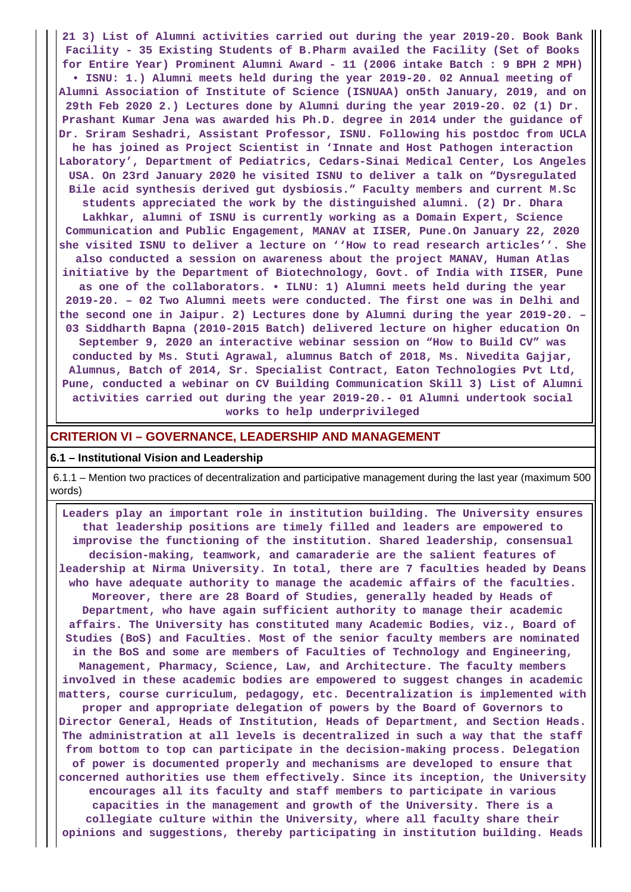21 3) List of Alumni activities carried out during the year 2019-20. Book Bank Facility - 35 Existing Students of B.Pharm availed the Facility (Set of Books for Entire Year) Prominent Alumni Award - 11 (2006 intake Batch : 9 BPH 2 MPH) • ISNU: 1.) Alumni meets held during the year 2019-20. 02 Annual meeting of Alumni Association of Institute of Science (ISNUAA) on5th January, 2019, and on 29th Feb 2020 2.) Lectures done by Alumni during the year 2019-20. 02 (1) Dr. Prashant Kumar Jena was awarded his Ph.D. degree in 2014 under the guidance of Dr. Sriram Seshadri, Assistant Professor, ISNU. Following his postdoc from UCLA he has joined as Project Scientist in 'Innate and Host Pathogen interaction Laboratory', Department of Pediatrics, Cedars-Sinai Medical Center, Los Angeles USA. On 23rd January 2020 he visited ISNU to deliver a talk on "Dysregulated Bile acid synthesis derived gut dysbiosis." Faculty members and current M.Sc students appreciated the work by the distinguished alumni. (2) Dr. Dhara Lakhkar, alumni of ISNU is currently working as a Domain Expert, Science Communication and Public Engagement, MANAV at IISER, Pune.On January 22, 2020 she visited ISNU to deliver a lecture on ''How to read research articles''. She also conducted a session on awareness about the project MANAV, Human Atlas initiative by the Department of Biotechnology, Govt. of India with IISER, Pune as one of the collaborators. • ILNU: 1) Alumni meets held during the year 2019-20. – 02 Two Alumni meets were conducted. The first one was in Delhi and the second one in Jaipur. 2) Lectures done by Alumni during the year 2019-20. – 03 Siddharth Bapna (2010-2015 Batch) delivered lecture on higher education On September 9, 2020 an interactive webinar session on "How to Build CV" was conducted by Ms. Stuti Agrawal, alumnus Batch of 2018, Ms. Nivedita Gajjar, Alumnus, Batch of 2014, Sr. Specialist Contract, Eaton Technologies Pvt Ltd, Pune, conducted a webinar on CV Building Communication Skill 3) List of Alumni activities carried out during the year 2019-20.- 01 Alumni undertook social works to help underprivileged

## CRITERION VI – GOVERNANCE, LEADERSHIP AND MANAGEMENT

### 6.1 – Institutional Vision and Leadership

6.1.1 – Mention two practices of decentralization and participative management during the last year (maximum 500 words)

Leaders play an important role in institution building. The University ensures that leadership positions are timely filled and leaders are empowered to improvise the functioning of the institution. Shared leadership, consensual decision-making, teamwork, and camaraderie are the salient features of leadership at Nirma University. In total, there are 7 faculties headed by Deans who have adequate authority to manage the academic affairs of the faculties. Moreover, there are 28 Board of Studies, generally headed by Heads of Department, who have again sufficient authority to manage their academic affairs. The University has constituted many Academic Bodies, viz., Board of Studies (BoS) and Faculties. Most of the senior faculty members are nominated in the BoS and some are members of Faculties of Technology and Engineering, Management, Pharmacy, Science, Law, and Architecture. The faculty members involved in these academic bodies are empowered to suggest changes in academic matters, course curriculum, pedagogy, etc. Decentralization is implemented with proper and appropriate delegation of powers by the Board of Governors to Director General, Heads of Institution, Heads of Department, and Section Heads. The administration at all levels is decentralized in such a way that the staff from bottom to top can participate in the decision-making process. Delegation of power is documented properly and mechanisms are developed to ensure that concerned authorities use them effectively. Since its inception, the University encourages all its faculty and staff members to participate in various capacities in the management and growth of the University. There is a collegiate culture within the University, where all faculty share their opinions and suggestions, thereby participating in institution building. Heads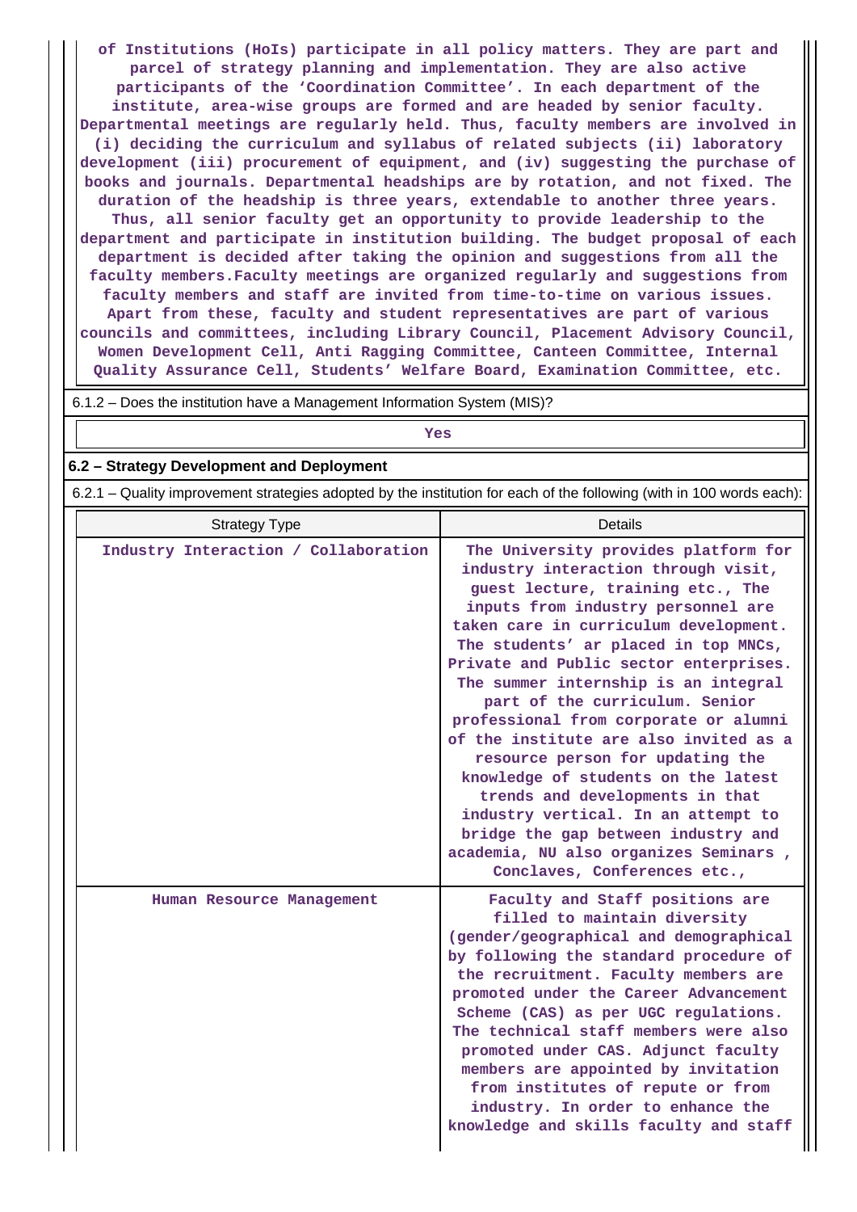of Institutions (HoIs) participate in all policy matters. They are part and parcel of strategy planning and implementation. They are also active participants of the 'Coordination Committee'. In each department of the institute, area-wise groups are formed and are headed by senior faculty. Departmental meetings are regularly held. Thus, faculty members are involved in (i) deciding the curriculum and syllabus of related subjects (ii) laboratory development (iii) procurement of equipment, and (iv) suggesting the purchase of books and journals. Departmental headships are by rotation, and not fixed. The duration of the headship is three years, extendable to another three years. Thus, all senior faculty get an opportunity to provide leadership to the department and participate in institution building. The budget proposal of each department is decided after taking the opinion and suggestions from all the faculty members.Faculty meetings are organized regularly and suggestions from faculty members and staff are invited from time-to-time on various issues. Apart from these, faculty and student representatives are part of various councils and committees, including Library Council, Placement Advisory Council, Women Development Cell, Anti Ragging Committee, Canteen Committee, Internal Quality Assurance Cell, Students' Welfare Board, Examination Committee, etc.

6.1.2 – Does the institution have a Management Information System (MIS)?

Yes

**6.2 – Strategy Development and Deployment**

6.2.1 – Quality improvement strategies adopted by the institution for each of the following (with in 100 words each):

| Strategy Type | Details |
|---|---|
| Industry Interaction / Collaboration | The University provides platform for industry interaction through visit, guest lecture, training etc., The inputs from industry personnel are taken care in curriculum development. The students' ar placed in top MNCs, Private and Public sector enterprises. The summer internship is an integral part of the curriculum. Senior professional from corporate or alumni of the institute are also invited as a resource person for updating the knowledge of students on the latest trends and developments in that industry vertical. In an attempt to bridge the gap between industry and academia, NU also organizes Seminars , Conclaves, Conferences etc., |
| Human Resource Management | Faculty and Staff positions are filled to maintain diversity (gender/geographical and demographical by following the standard procedure of the recruitment. Faculty members are promoted under the Career Advancement Scheme (CAS) as per UGC regulations. The technical staff members were also promoted under CAS. Adjunct faculty members are appointed by invitation from institutes of repute or from industry. In order to enhance the knowledge and skills faculty and staff |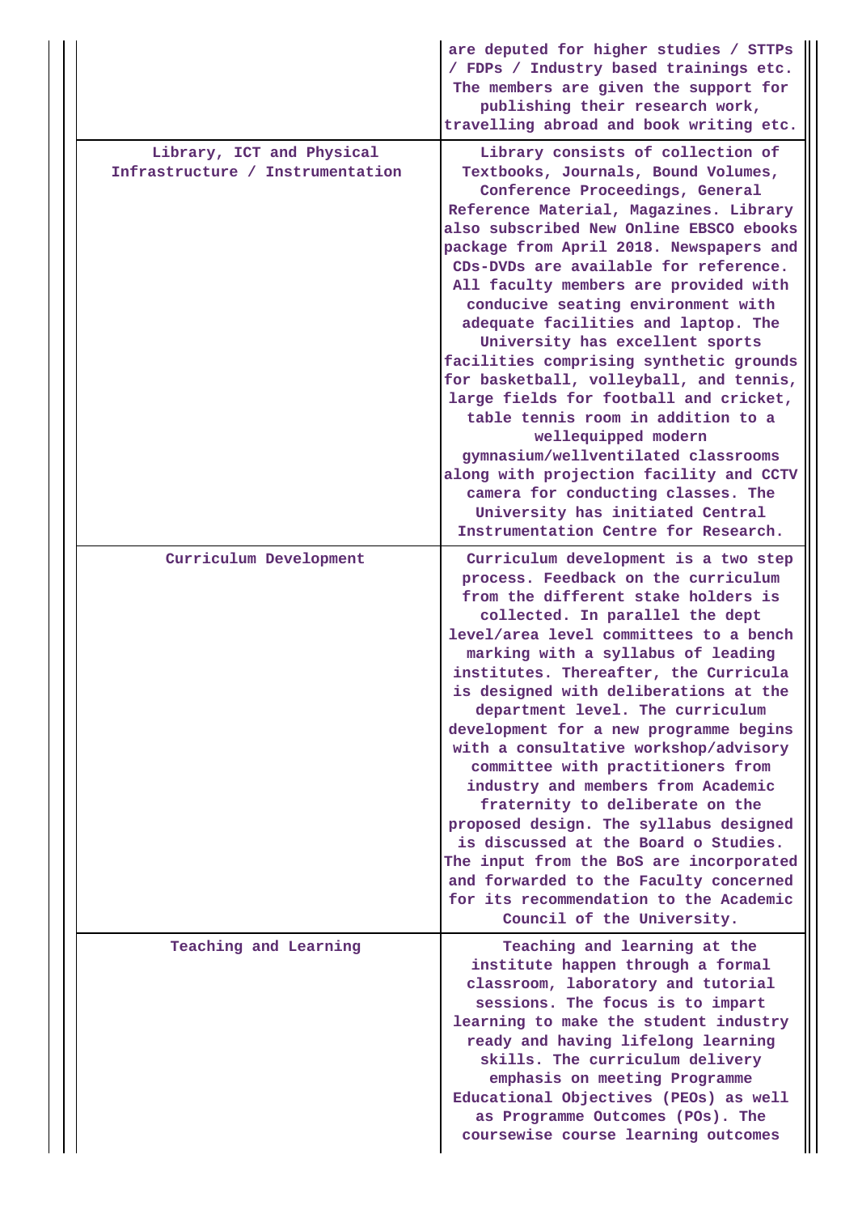| | |
|---|---|
| | are deputed for higher studies / STTPs / FDPs / Industry based trainings etc. The members are given the support for publishing their research work, travelling abroad and book writing etc. |
| Library, ICT and Physical Infrastructure / Instrumentation | Library consists of collection of Textbooks, Journals, Bound Volumes, Conference Proceedings, General Reference Material, Magazines. Library also subscribed New Online EBSCO ebooks package from April 2018. Newspapers and CDs-DVDs are available for reference. All faculty members are provided with conducive seating environment with adequate facilities and laptop. The University has excellent sports facilities comprising synthetic grounds for basketball, volleyball, and tennis, large fields for football and cricket, table tennis room in addition to a wellequipped modern gymnasium/wellventilated classrooms along with projection facility and CCTV camera for conducting classes. The University has initiated Central Instrumentation Centre for Research. |
| Curriculum Development | Curriculum development is a two step process. Feedback on the curriculum from the different stake holders is collected. In parallel the dept level/area level committees to a bench marking with a syllabus of leading institutes. Thereafter, the Curricula is designed with deliberations at the department level. The curriculum development for a new programme begins with a consultative workshop/advisory committee with practitioners from industry and members from Academic fraternity to deliberate on the proposed design. The syllabus designed is discussed at the Board o Studies. The input from the BoS are incorporated and forwarded to the Faculty concerned for its recommendation to the Academic Council of the University. |
| Teaching and Learning | Teaching and learning at the institute happen through a formal classroom, laboratory and tutorial sessions. The focus is to impart learning to make the student industry ready and having lifelong learning skills. The curriculum delivery emphasis on meeting Programme Educational Objectives (PEOs) as well as Programme Outcomes (POs). The coursewise course learning outcomes |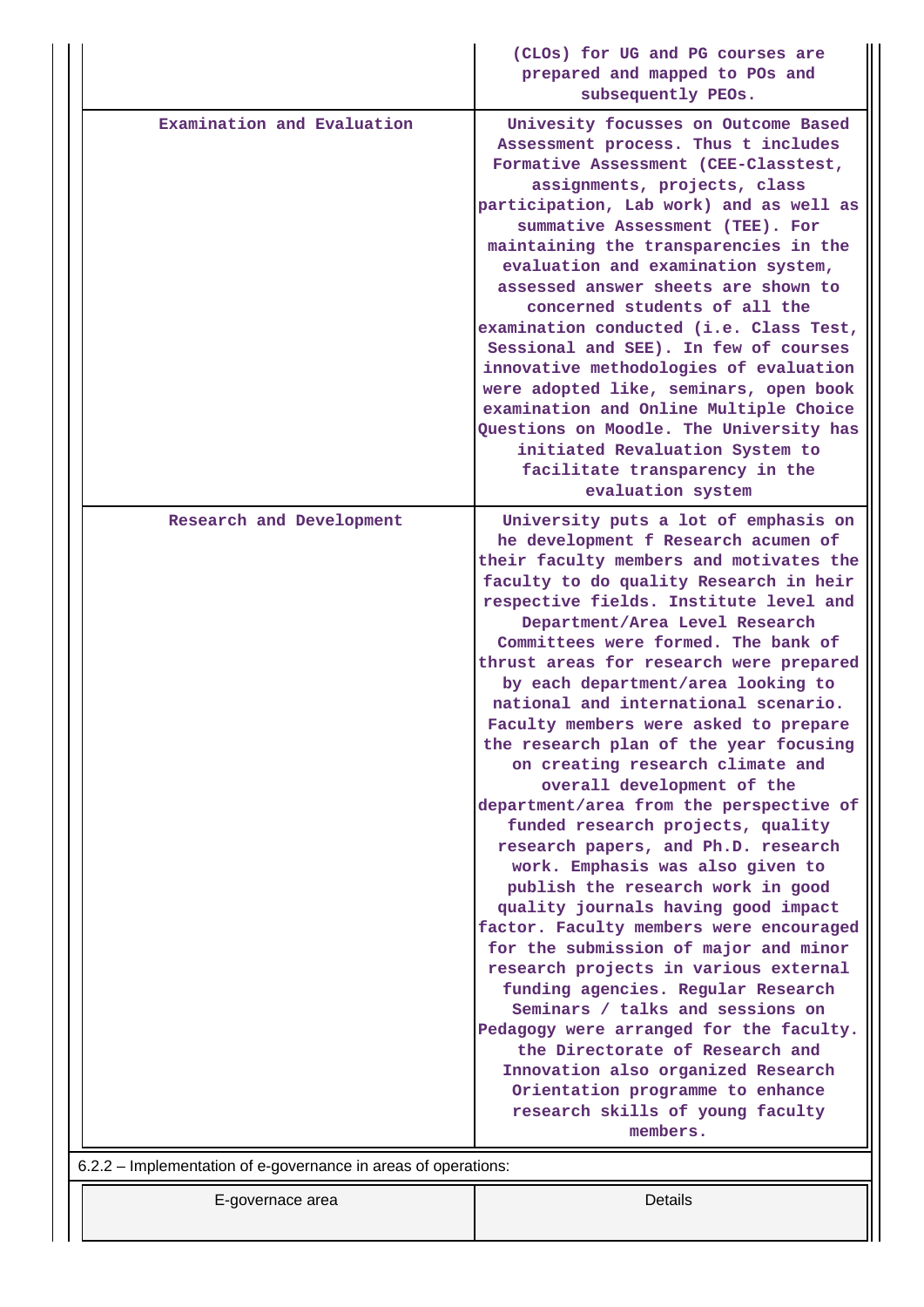| | |
|---|---|
| | (CLOs) for UG and PG courses are prepared and mapped to POs and subsequently PEOs. |
| Examination and Evaluation | Univesity focusses on Outcome Based Assessment process. Thus t includes Formative Assessment (CEE-Classtest, assignments, projects, class participation, Lab work) and as well as summative Assessment (TEE). For maintaining the transparencies in the evaluation and examination system, assessed answer sheets are shown to concerned students of all the examination conducted (i.e. Class Test, Sessional and SEE). In few of courses innovative methodologies of evaluation were adopted like, seminars, open book examination and Online Multiple Choice Questions on Moodle. The University has initiated Revaluation System to facilitate transparency in the evaluation system |
| Research and Development | University puts a lot of emphasis on he development f Research acumen of their faculty members and motivates the faculty to do quality Research in heir respective fields. Institute level and Department/Area Level Research Committees were formed. The bank of thrust areas for research were prepared by each department/area looking to national and international scenario. Faculty members were asked to prepare the research plan of the year focusing on creating research climate and overall development of the department/area from the perspective of funded research projects, quality research papers, and Ph.D. research work. Emphasis was also given to publish the research work in good quality journals having good impact factor. Faculty members were encouraged for the submission of major and minor research projects in various external funding agencies. Regular Research Seminars / talks and sessions on Pedagogy were arranged for the faculty. the Directorate of Research and Innovation also organized Research Orientation programme to enhance research skills of young faculty members. |

6.2.2 – Implementation of e-governance in areas of operations:

| E-governace area | Details |
|---|---|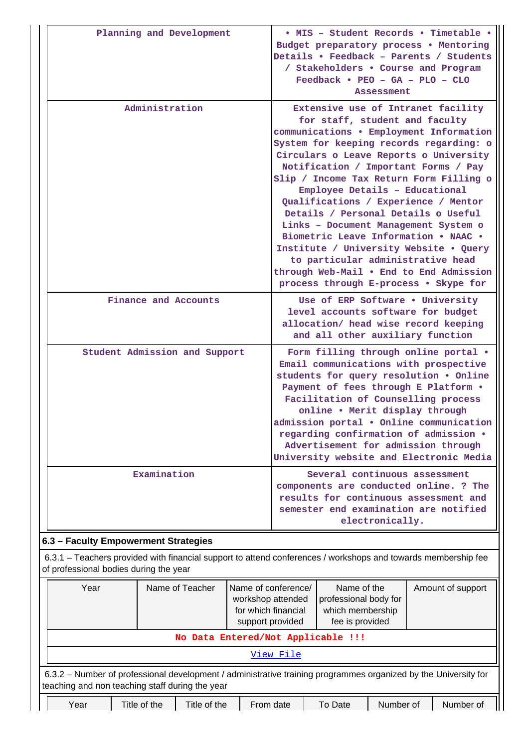| Planning and Development | • MIS – Student Records • Timetable • Budget preparatory process • Mentoring Details • Feedback – Parents / Students / Stakeholders • Course and Program Feedback • PEO – GA – PLO – CLO Assessment |
|---|---|
| Administration | Extensive use of Intranet facility for staff, student and faculty communications • Employment Information System for keeping records regarding: o Circulars o Leave Reports o University Notification / Important Forms / Pay Slip / Income Tax Return Form Filling o Employee Details – Educational Qualifications / Experience / Mentor Details / Personal Details o Useful Links – Document Management System o Biometric Leave Information • NAAC • Institute / University Website • Query to particular administrative head through Web-Mail • End to End Admission process through E-process • Skype for |
| Finance and Accounts | Use of ERP Software • University level accounts software for budget allocation/ head wise record keeping and all other auxiliary function |
| Student Admission and Support | Form filling through online portal • Email communications with prospective students for query resolution • Online Payment of fees through E Platform • Facilitation of Counselling process online • Merit display through admission portal • Online communication regarding confirmation of admission • Advertisement for admission through University website and Electronic Media |
| Examination | Several continuous assessment components are conducted online. ? The results for continuous assessment and semester end examination are notified electronically. |

**6.3 – Faculty Empowerment Strategies**

6.3.1 – Teachers provided with financial support to attend conferences / workshops and towards membership fee of professional bodies during the year

| Year | Name of Teacher | Name of conference/ workshop attended for which financial support provided | Name of the professional body for which membership fee is provided | Amount of support |
|---|---|---|---|---|
| No Data Entered/Not Applicable !!! | | | | |
| View File | | | | |

6.3.2 – Number of professional development / administrative training programmes organized by the University for teaching and non teaching staff during the year

| Year | Title of the | Title of the | From date | To Date | Number of | Number of |
|---|---|---|---|---|---|---|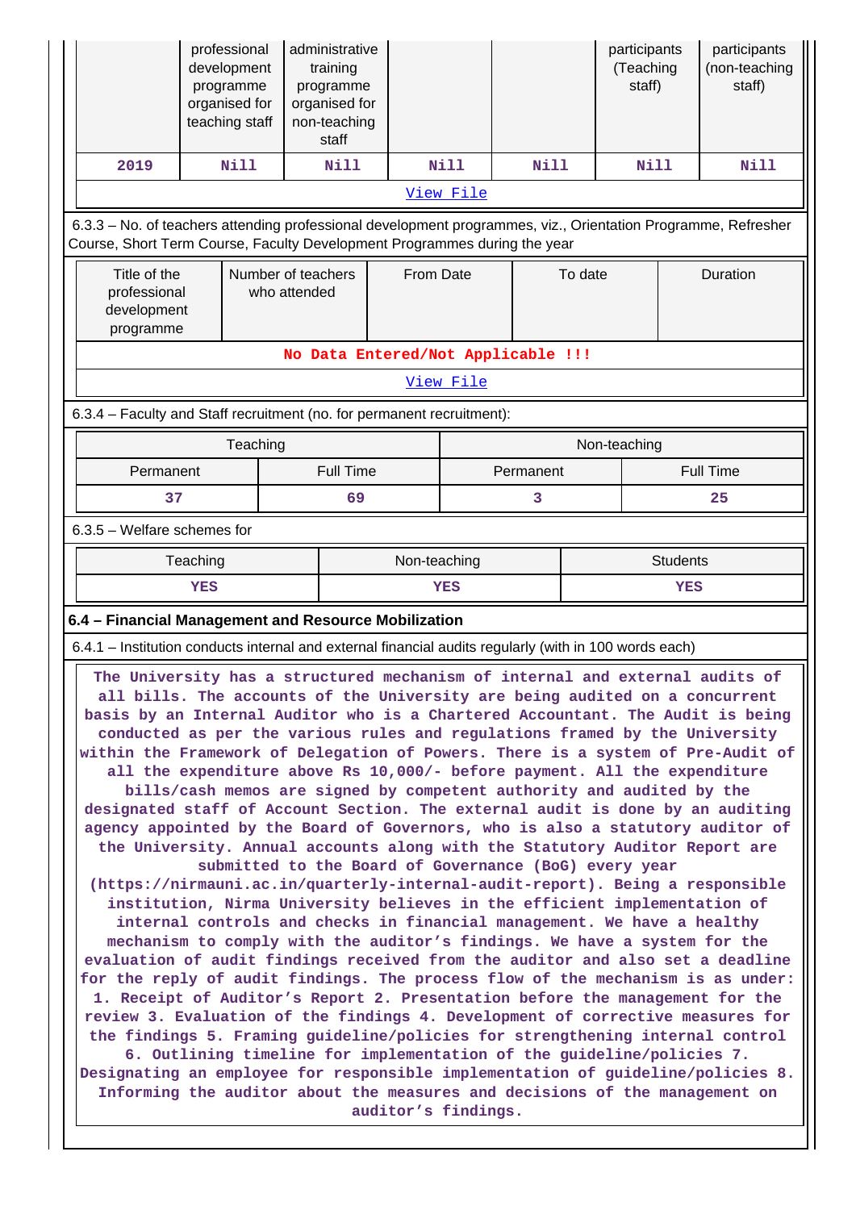| | professional development programme organised for teaching staff | administrative training programme organised for non-teaching staff | | | participants (Teaching staff) | participants (non-teaching staff) |
|---|---|---|---|---|---|---|
| 2019 | Nill | Nill | Nill | Nill | Nill | Nill |

View File

6.3.3 – No. of teachers attending professional development programmes, viz., Orientation Programme, Refresher Course, Short Term Course, Faculty Development Programmes during the year

| Title of the professional development programme | Number of teachers who attended | From Date | To date | Duration |
|---|---|---|---|---|
| No Data Entered/Not Applicable !!! | | | | |

View File

6.3.4 – Faculty and Staff recruitment (no. for permanent recruitment):

| Teaching | | Non-teaching | |
|---|---|---|---|
| Permanent | Full Time | Permanent | Full Time |
| 37 | 69 | 3 | 25 |

6.3.5 – Welfare schemes for

| Teaching | Non-teaching | Students |
|---|---|---|
| YES | YES | YES |

**6.4 – Financial Management and Resource Mobilization**

6.4.1 – Institution conducts internal and external financial audits regularly (with in 100 words each)

The University has a structured mechanism of internal and external audits of all bills. The accounts of the University are being audited on a concurrent basis by an Internal Auditor who is a Chartered Accountant. The Audit is being conducted as per the various rules and regulations framed by the University within the Framework of Delegation of Powers. There is a system of Pre-Audit of all the expenditure above Rs 10,000/- before payment. All the expenditure bills/cash memos are signed by competent authority and audited by the designated staff of Account Section. The external audit is done by an auditing agency appointed by the Board of Governors, who is also a statutory auditor of the University. Annual accounts along with the Statutory Auditor Report are submitted to the Board of Governance (BoG) every year (https://nirmauni.ac.in/quarterly-internal-audit-report). Being a responsible institution, Nirma University believes in the efficient implementation of internal controls and checks in financial management. We have a healthy mechanism to comply with the auditor's findings. We have a system for the evaluation of audit findings received from the auditor and also set a deadline for the reply of audit findings. The process flow of the mechanism is as under: 1. Receipt of Auditor's Report 2. Presentation before the management for the review 3. Evaluation of the findings 4. Development of corrective measures for the findings 5. Framing guideline/policies for strengthening internal control 6. Outlining timeline for implementation of the guideline/policies 7. Designating an employee for responsible implementation of guideline/policies 8. Informing the auditor about the measures and decisions of the management on auditor's findings.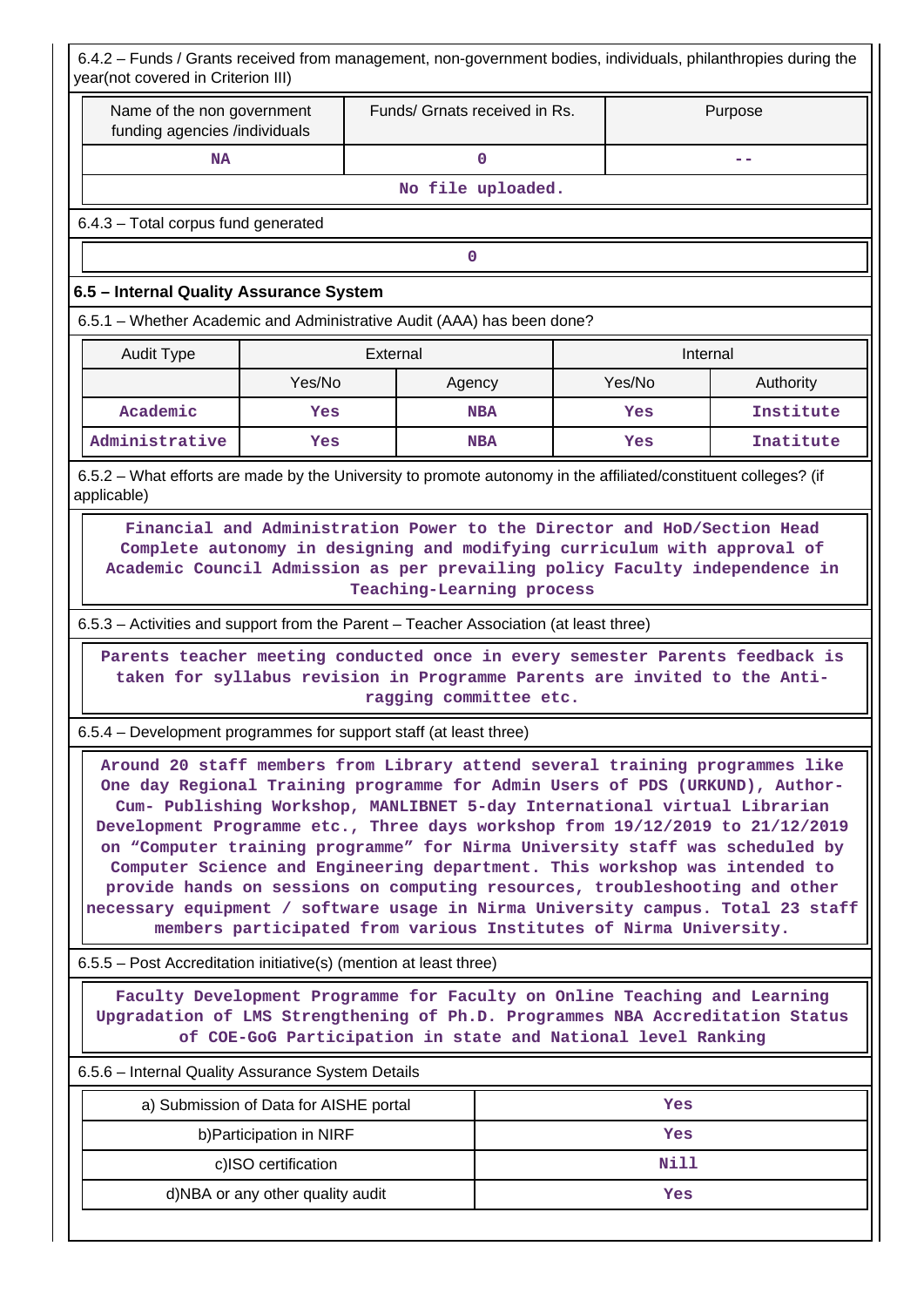6.4.2 – Funds / Grants received from management, non-government bodies, individuals, philanthropies during the year(not covered in Criterion III)

| Name of the non government funding agencies /individuals | Funds/ Grnats received in Rs. | Purpose |
|---|---|---|
| NA | 0 | -- |
| No file uploaded. | | |

6.4.3 – Total corpus fund generated

| 0 |
|---|

## 6.5 – Internal Quality Assurance System

6.5.1 – Whether Academic and Administrative Audit (AAA) has been done?

| Audit Type | External | | Internal | |
|---|---|---|---|---|
| | Yes/No | Agency | Yes/No | Authority |
| Academic | Yes | NBA | Yes | Institute |
| Administrative | Yes | NBA | Yes | Inatitute |

6.5.2 – What efforts are made by the University to promote autonomy in the affiliated/constituent colleges? (if applicable)

Financial and Administration Power to the Director and HoD/Section Head Complete autonomy in designing and modifying curriculum with approval of Academic Council Admission as per prevailing policy Faculty independence in Teaching-Learning process

6.5.3 – Activities and support from the Parent – Teacher Association (at least three)

Parents teacher meeting conducted once in every semester Parents feedback is taken for syllabus revision in Programme Parents are invited to the Anti-ragging committee etc.

6.5.4 – Development programmes for support staff (at least three)

Around 20 staff members from Library attend several training programmes like One day Regional Training programme for Admin Users of PDS (URKUND), Author-Cum- Publishing Workshop, MANLIBNET 5-day International virtual Librarian Development Programme etc., Three days workshop from 19/12/2019 to 21/12/2019 on “Computer training programme” for Nirma University staff was scheduled by Computer Science and Engineering department. This workshop was intended to provide hands on sessions on computing resources, troubleshooting and other necessary equipment / software usage in Nirma University campus. Total 23 staff members participated from various Institutes of Nirma University.

6.5.5 – Post Accreditation initiative(s) (mention at least three)

Faculty Development Programme for Faculty on Online Teaching and Learning Upgradation of LMS Strengthening of Ph.D. Programmes NBA Accreditation Status of COE-GoG Participation in state and National level Ranking

6.5.6 – Internal Quality Assurance System Details

| a) Submission of Data for AISHE portal | Yes |
|---|---|
| b)Participation in NIRF | Yes |
| c)ISO certification | Nill |
| d)NBA or any other quality audit | Yes |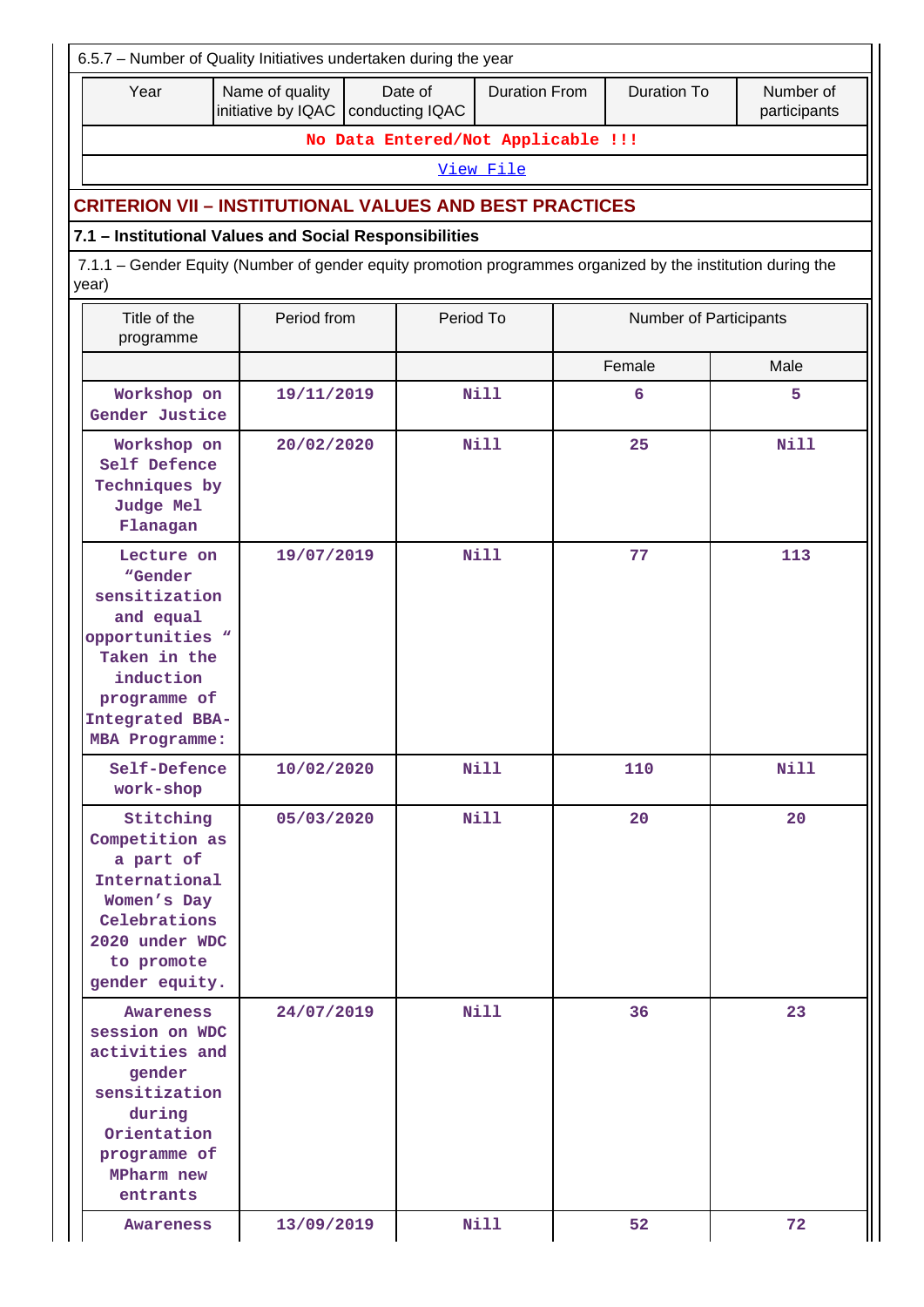6.5.7 – Number of Quality Initiatives undertaken during the year

| Year | Name of quality initiative by IQAC | Date of conducting IQAC | Duration From | Duration To | Number of participants |
|---|---|---|---|---|---|
| No Data Entered/Not Applicable !!! | | | | | |
| View File | | | | | |

## CRITERION VII – INSTITUTIONAL VALUES AND BEST PRACTICES

### 7.1 – Institutional Values and Social Responsibilities

7.1.1 – Gender Equity (Number of gender equity promotion programmes organized by the institution during the year)

| Title of the programme | Period from | Period To | Number of Participants | |
|---|---|---|---|---|
| | | | Female | Male |
| Workshop on Gender Justice | 19/11/2019 | Nill | 6 | 5 |
| Workshop on Self Defence Techniques by Judge Mel Flanagan | 20/02/2020 | Nill | 25 | Nill |
| Lecture on “Gender sensitization and equal opportunities “ Taken in the induction programme of Integrated BBA-MBA Programme: | 19/07/2019 | Nill | 77 | 113 |
| Self-Defence work-shop | 10/02/2020 | Nill | 110 | Nill |
| Stitching Competition as a part of International Women’s Day Celebrations 2020 under WDC to promote gender equity. | 05/03/2020 | Nill | 20 | 20 |
| Awareness session on WDC activities and gender sensitization during Orientation programme of MPharm new entrants | 24/07/2019 | Nill | 36 | 23 |
| Awareness | 13/09/2019 | Nill | 52 | 72 |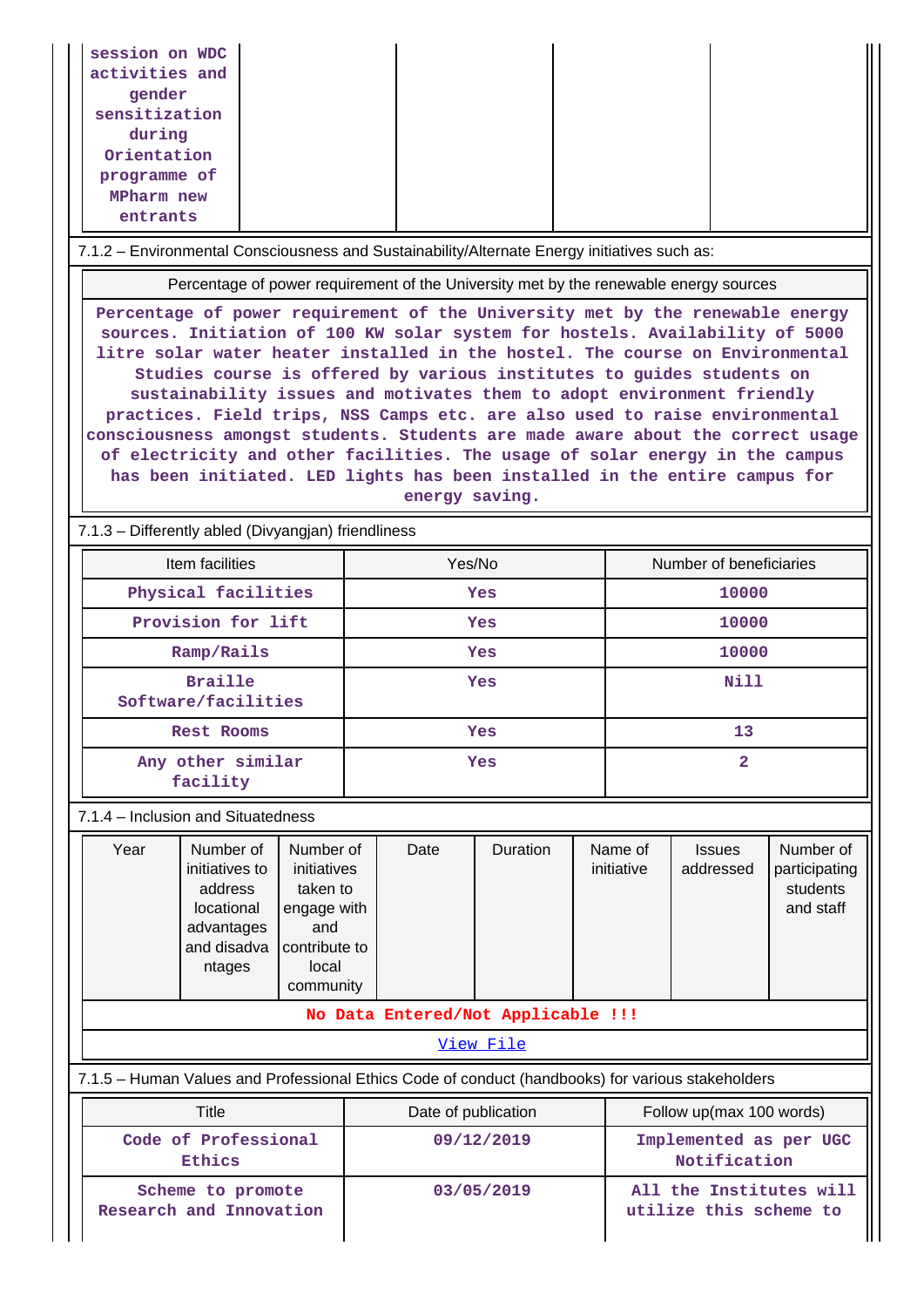| session on WDC activities and gender sensitization during Orientation programme of MPharm new entrants | | | | |
|---|---|---|---|---|

7.1.2 – Environmental Consciousness and Sustainability/Alternate Energy initiatives such as:

| Percentage of power requirement of the University met by the renewable energy sources |
|---|
| Percentage of power requirement of the University met by the renewable energy sources. Initiation of 100 KW solar system for hostels. Availability of 5000 litre solar water heater installed in the hostel. The course on Environmental Studies course is offered by various institutes to guides students on sustainability issues and motivates them to adopt environment friendly practices. Field trips, NSS Camps etc. are also used to raise environmental consciousness amongst students. Students are made aware about the correct usage of electricity and other facilities. The usage of solar energy in the campus has been initiated. LED lights has been installed in the entire campus for energy saving. |

7.1.3 – Differently abled (Divyangjan) friendliness

| Item facilities | Yes/No | Number of beneficiaries |
|---|---|---|
| Physical facilities | Yes | 10000 |
| Provision for lift | Yes | 10000 |
| Ramp/Rails | Yes | 10000 |
| Braille Software/facilities | Yes | Nill |
| Rest Rooms | Yes | 13 |
| Any other similar facility | Yes | 2 |

7.1.4 – Inclusion and Situatedness

| Year | Number of initiatives to address locational advantages and disadvantages | Number of initiatives taken to engage with and contribute to local community | Date | Duration | Name of initiative | Issues addressed | Number of participating students and staff |
|---|---|---|---|---|---|---|---|
| No Data Entered/Not Applicable !!! | | | | | | | |
| View File | | | | | | | |

7.1.5 – Human Values and Professional Ethics Code of conduct (handbooks) for various stakeholders

| Title | Date of publication | Follow up(max 100 words) |
|---|---|---|
| Code of Professional Ethics | 09/12/2019 | Implemented as per UGC Notification |
| Scheme to promote Research and Innovation | 03/05/2019 | All the Institutes will utilize this scheme to |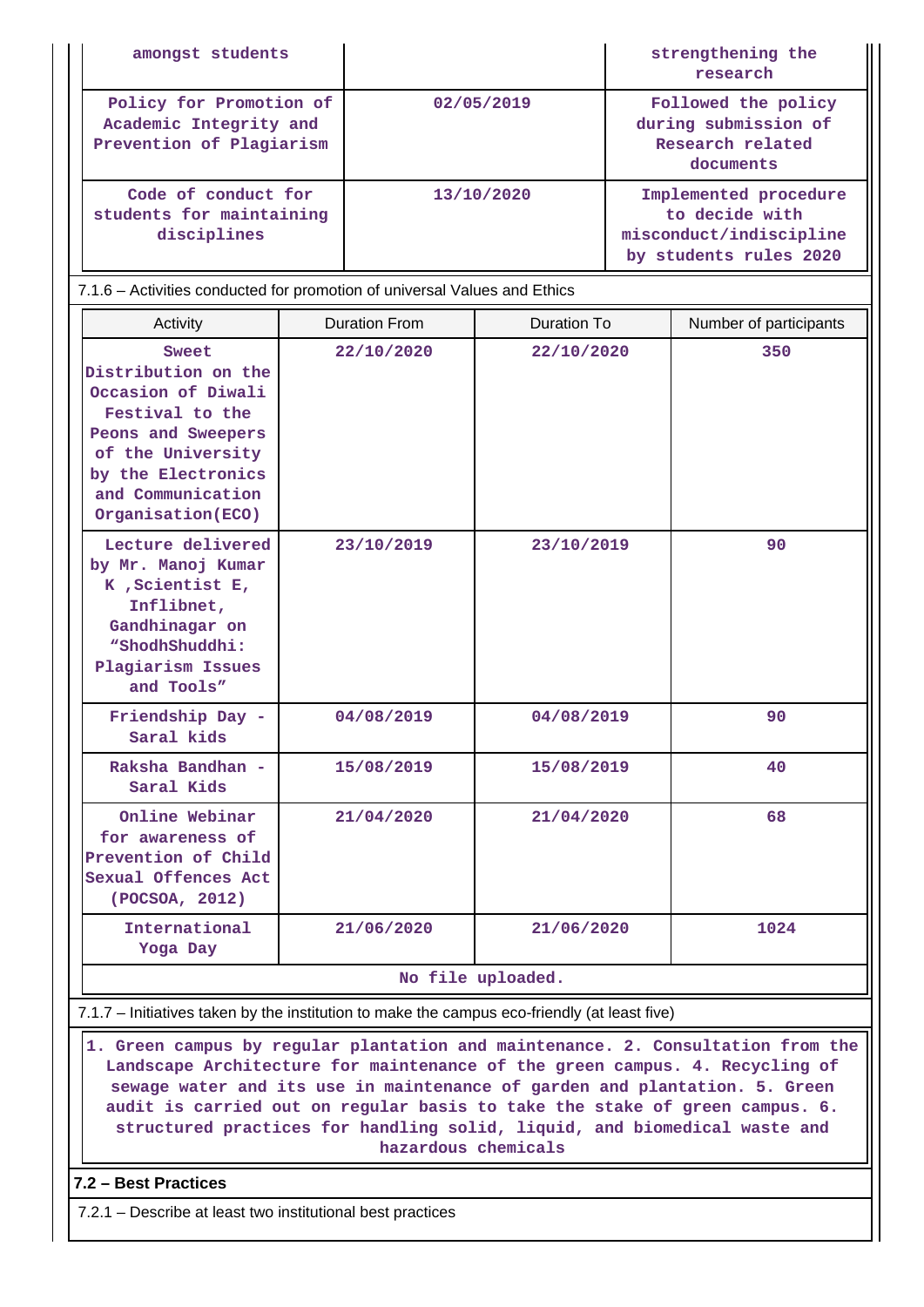| | | |
|---|---|---|
| amongst students | | strengthening the research |
| Policy for Promotion of Academic Integrity and Prevention of Plagiarism | 02/05/2019 | Followed the policy during submission of Research related documents |
| Code of conduct for students for maintaining disciplines | 13/10/2020 | Implemented procedure to decide with misconduct/indiscipline by students rules 2020 |

7.1.6 – Activities conducted for promotion of universal Values and Ethics

| Activity | Duration From | Duration To | Number of participants |
|---|---|---|---|
| Sweet Distribution on the Occasion of Diwali Festival to the Peons and Sweepers of the University by the Electronics and Communication Organisation(ECO) | 22/10/2020 | 22/10/2020 | 350 |
| Lecture delivered by Mr. Manoj Kumar K ,Scientist E, Inflibnet, Gandhinagar on "ShodhShuddhi: Plagiarism Issues and Tools" | 23/10/2019 | 23/10/2019 | 90 |
| Friendship Day - Saral kids | 04/08/2019 | 04/08/2019 | 90 |
| Raksha Bandhan - Saral Kids | 15/08/2019 | 15/08/2019 | 40 |
| Online Webinar for awareness of Prevention of Child Sexual Offences Act (POCSOA, 2012) | 21/04/2020 | 21/04/2020 | 68 |
| International Yoga Day | 21/06/2020 | 21/06/2020 | 1024 |

No file uploaded.

7.1.7 – Initiatives taken by the institution to make the campus eco-friendly (at least five)

1. Green campus by regular plantation and maintenance. 2. Consultation from the Landscape Architecture for maintenance of the green campus. 4. Recycling of sewage water and its use in maintenance of garden and plantation. 5. Green audit is carried out on regular basis to take the stake of green campus. 6. structured practices for handling solid, liquid, and biomedical waste and hazardous chemicals

**7.2 – Best Practices**

7.2.1 – Describe at least two institutional best practices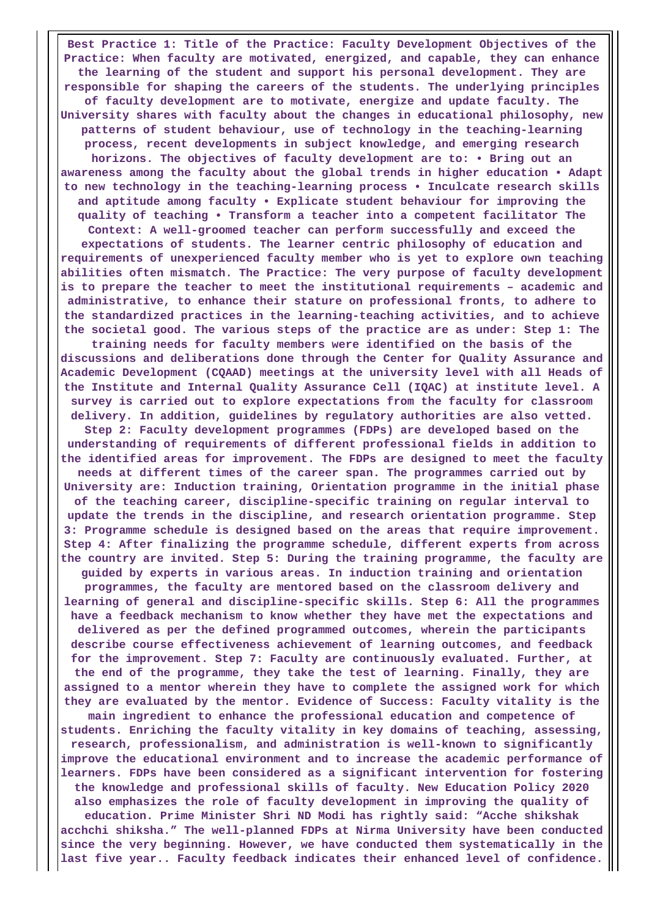**Best Practice 1: Title of the Practice: Faculty Development Objectives of the Practice: When faculty are motivated, energized, and capable, they can enhance the learning of the student and support his personal development. They are responsible for shaping the careers of the students. The underlying principles of faculty development are to motivate, energize and update faculty. The University shares with faculty about the changes in educational philosophy, new patterns of student behaviour, use of technology in the teaching-learning process, recent developments in subject knowledge, and emerging research horizons. The objectives of faculty development are to: • Bring out an awareness among the faculty about the global trends in higher education • Adapt to new technology in the teaching-learning process • Inculcate research skills and aptitude among faculty • Explicate student behaviour for improving the quality of teaching • Transform a teacher into a competent facilitator The Context: A well-groomed teacher can perform successfully and exceed the expectations of students. The learner centric philosophy of education and requirements of unexperienced faculty member who is yet to explore own teaching abilities often mismatch. The Practice: The very purpose of faculty development is to prepare the teacher to meet the institutional requirements – academic and administrative, to enhance their stature on professional fronts, to adhere to the standardized practices in the learning-teaching activities, and to achieve the societal good. The various steps of the practice are as under: Step 1: The training needs for faculty members were identified on the basis of the discussions and deliberations done through the Center for Quality Assurance and Academic Development (CQAAD) meetings at the university level with all Heads of the Institute and Internal Quality Assurance Cell (IQAC) at institute level. A survey is carried out to explore expectations from the faculty for classroom delivery. In addition, guidelines by regulatory authorities are also vetted. Step 2: Faculty development programmes (FDPs) are developed based on the understanding of requirements of different professional fields in addition to the identified areas for improvement. The FDPs are designed to meet the faculty needs at different times of the career span. The programmes carried out by University are: Induction training, Orientation programme in the initial phase of the teaching career, discipline-specific training on regular interval to update the trends in the discipline, and research orientation programme. Step 3: Programme schedule is designed based on the areas that require improvement. Step 4: After finalizing the programme schedule, different experts from across the country are invited. Step 5: During the training programme, the faculty are guided by experts in various areas. In induction training and orientation programmes, the faculty are mentored based on the classroom delivery and learning of general and discipline-specific skills. Step 6: All the programmes have a feedback mechanism to know whether they have met the expectations and delivered as per the defined programmed outcomes, wherein the participants describe course effectiveness achievement of learning outcomes, and feedback for the improvement. Step 7: Faculty are continuously evaluated. Further, at the end of the programme, they take the test of learning. Finally, they are assigned to a mentor wherein they have to complete the assigned work for which they are evaluated by the mentor. Evidence of Success: Faculty vitality is the main ingredient to enhance the professional education and competence of students. Enriching the faculty vitality in key domains of teaching, assessing, research, professionalism, and administration is well-known to significantly improve the educational environment and to increase the academic performance of learners. FDPs have been considered as a significant intervention for fostering the knowledge and professional skills of faculty. New Education Policy 2020 also emphasizes the role of faculty development in improving the quality of education. Prime Minister Shri ND Modi has rightly said: "Acche shikshak acchchi shiksha." The well-planned FDPs at Nirma University have been conducted since the very beginning. However, we have conducted them systematically in the last five year.. Faculty feedback indicates their enhanced level of confidence.**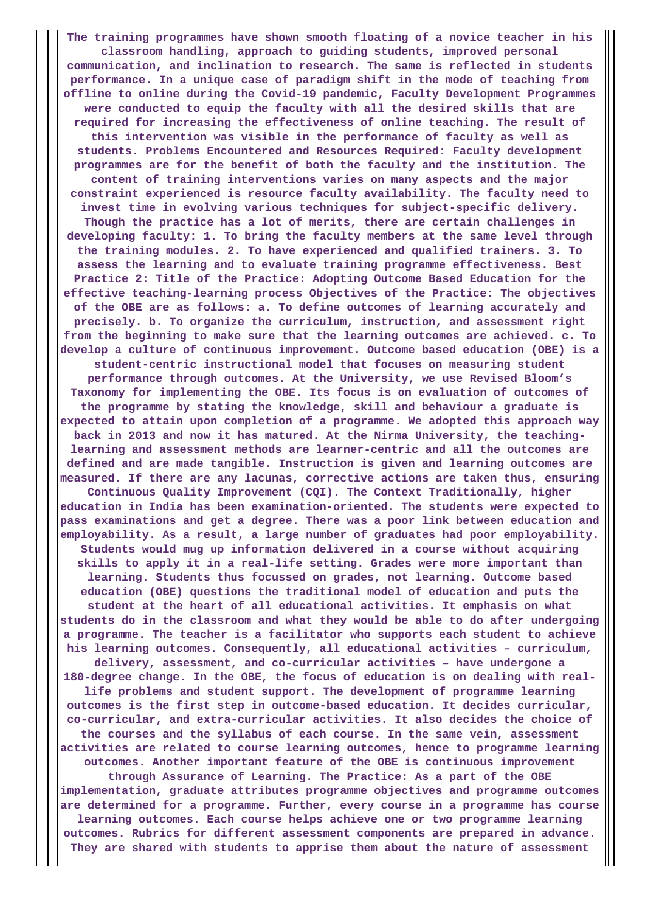**The training programmes have shown smooth floating of a novice teacher in his classroom handling, approach to guiding students, improved personal communication, and inclination to research. The same is reflected in students performance. In a unique case of paradigm shift in the mode of teaching from offline to online during the Covid-19 pandemic, Faculty Development Programmes were conducted to equip the faculty with all the desired skills that are required for increasing the effectiveness of online teaching. The result of this intervention was visible in the performance of faculty as well as students. Problems Encountered and Resources Required: Faculty development programmes are for the benefit of both the faculty and the institution. The content of training interventions varies on many aspects and the major constraint experienced is resource faculty availability. The faculty need to invest time in evolving various techniques for subject-specific delivery. Though the practice has a lot of merits, there are certain challenges in developing faculty: 1. To bring the faculty members at the same level through the training modules. 2. To have experienced and qualified trainers. 3. To assess the learning and to evaluate training programme effectiveness. Best Practice 2: Title of the Practice: Adopting Outcome Based Education for the effective teaching-learning process Objectives of the Practice: The objectives of the OBE are as follows: a. To define outcomes of learning accurately and precisely. b. To organize the curriculum, instruction, and assessment right from the beginning to make sure that the learning outcomes are achieved. c. To develop a culture of continuous improvement. Outcome based education (OBE) is a student-centric instructional model that focuses on measuring student performance through outcomes. At the University, we use Revised Bloom's Taxonomy for implementing the OBE. Its focus is on evaluation of outcomes of the programme by stating the knowledge, skill and behaviour a graduate is expected to attain upon completion of a programme. We adopted this approach way back in 2013 and now it has matured. At the Nirma University, the teaching-learning and assessment methods are learner-centric and all the outcomes are defined and are made tangible. Instruction is given and learning outcomes are measured. If there are any lacunas, corrective actions are taken thus, ensuring Continuous Quality Improvement (CQI). The Context Traditionally, higher education in India has been examination-oriented. The students were expected to pass examinations and get a degree. There was a poor link between education and employability. As a result, a large number of graduates had poor employability. Students would mug up information delivered in a course without acquiring skills to apply it in a real-life setting. Grades were more important than learning. Students thus focussed on grades, not learning. Outcome based education (OBE) questions the traditional model of education and puts the student at the heart of all educational activities. It emphasis on what students do in the classroom and what they would be able to do after undergoing a programme. The teacher is a facilitator who supports each student to achieve his learning outcomes. Consequently, all educational activities – curriculum, delivery, assessment, and co-curricular activities – have undergone a 180-degree change. In the OBE, the focus of education is on dealing with real-life problems and student support. The development of programme learning outcomes is the first step in outcome-based education. It decides curricular, co-curricular, and extra-curricular activities. It also decides the choice of the courses and the syllabus of each course. In the same vein, assessment activities are related to course learning outcomes, hence to programme learning outcomes. Another important feature of the OBE is continuous improvement through Assurance of Learning. The Practice: As a part of the OBE implementation, graduate attributes programme objectives and programme outcomes are determined for a programme. Further, every course in a programme has course learning outcomes. Each course helps achieve one or two programme learning outcomes. Rubrics for different assessment components are prepared in advance. They are shared with students to apprise them about the nature of assessment**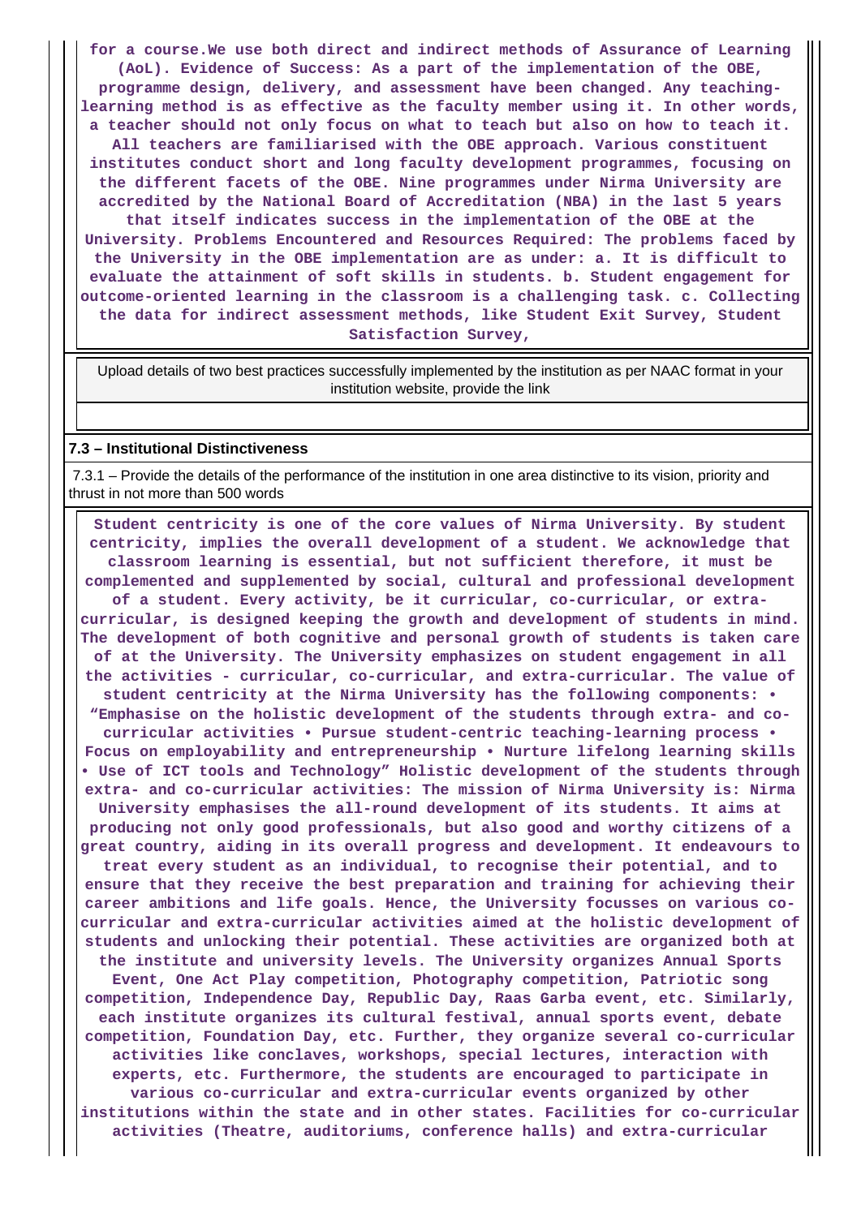**for a course.We use both direct and indirect methods of Assurance of Learning (AoL). Evidence of Success: As a part of the implementation of the OBE, programme design, delivery, and assessment have been changed. Any teaching-learning method is as effective as the faculty member using it. In other words, a teacher should not only focus on what to teach but also on how to teach it. All teachers are familiarised with the OBE approach. Various constituent institutes conduct short and long faculty development programmes, focusing on the different facets of the OBE. Nine programmes under Nirma University are accredited by the National Board of Accreditation (NBA) in the last 5 years that itself indicates success in the implementation of the OBE at the University. Problems Encountered and Resources Required: The problems faced by the University in the OBE implementation are as under: a. It is difficult to evaluate the attainment of soft skills in students. b. Student engagement for outcome-oriented learning in the classroom is a challenging task. c. Collecting the data for indirect assessment methods, like Student Exit Survey, Student Satisfaction Survey,**

| Upload details of two best practices successfully implemented by the institution as per NAAC format in your institution website, provide the link |
|---|
| |

**7.3 – Institutional Distinctiveness**

7.3.1 – Provide the details of the performance of the institution in one area distinctive to its vision, priority and thrust in not more than 500 words

**Student centricity is one of the core values of Nirma University. By student centricity, implies the overall development of a student. We acknowledge that classroom learning is essential, but not sufficient therefore, it must be complemented and supplemented by social, cultural and professional development of a student. Every activity, be it curricular, co-curricular, or extra-curricular, is designed keeping the growth and development of students in mind. The development of both cognitive and personal growth of students is taken care of at the University. The University emphasizes on student engagement in all the activities - curricular, co-curricular, and extra-curricular. The value of student centricity at the Nirma University has the following components: • "Emphasise on the holistic development of the students through extra- and co-curricular activities • Pursue student-centric teaching-learning process • Focus on employability and entrepreneurship • Nurture lifelong learning skills • Use of ICT tools and Technology" Holistic development of the students through extra- and co-curricular activities: The mission of Nirma University is: Nirma University emphasises the all-round development of its students. It aims at producing not only good professionals, but also good and worthy citizens of a great country, aiding in its overall progress and development. It endeavours to treat every student as an individual, to recognise their potential, and to ensure that they receive the best preparation and training for achieving their career ambitions and life goals. Hence, the University focusses on various co-curricular and extra-curricular activities aimed at the holistic development of students and unlocking their potential. These activities are organized both at the institute and university levels. The University organizes Annual Sports Event, One Act Play competition, Photography competition, Patriotic song competition, Independence Day, Republic Day, Raas Garba event, etc. Similarly, each institute organizes its cultural festival, annual sports event, debate competition, Foundation Day, etc. Further, they organize several co-curricular activities like conclaves, workshops, special lectures, interaction with experts, etc. Furthermore, the students are encouraged to participate in various co-curricular and extra-curricular events organized by other institutions within the state and in other states. Facilities for co-curricular activities (Theatre, auditoriums, conference halls) and extra-curricular**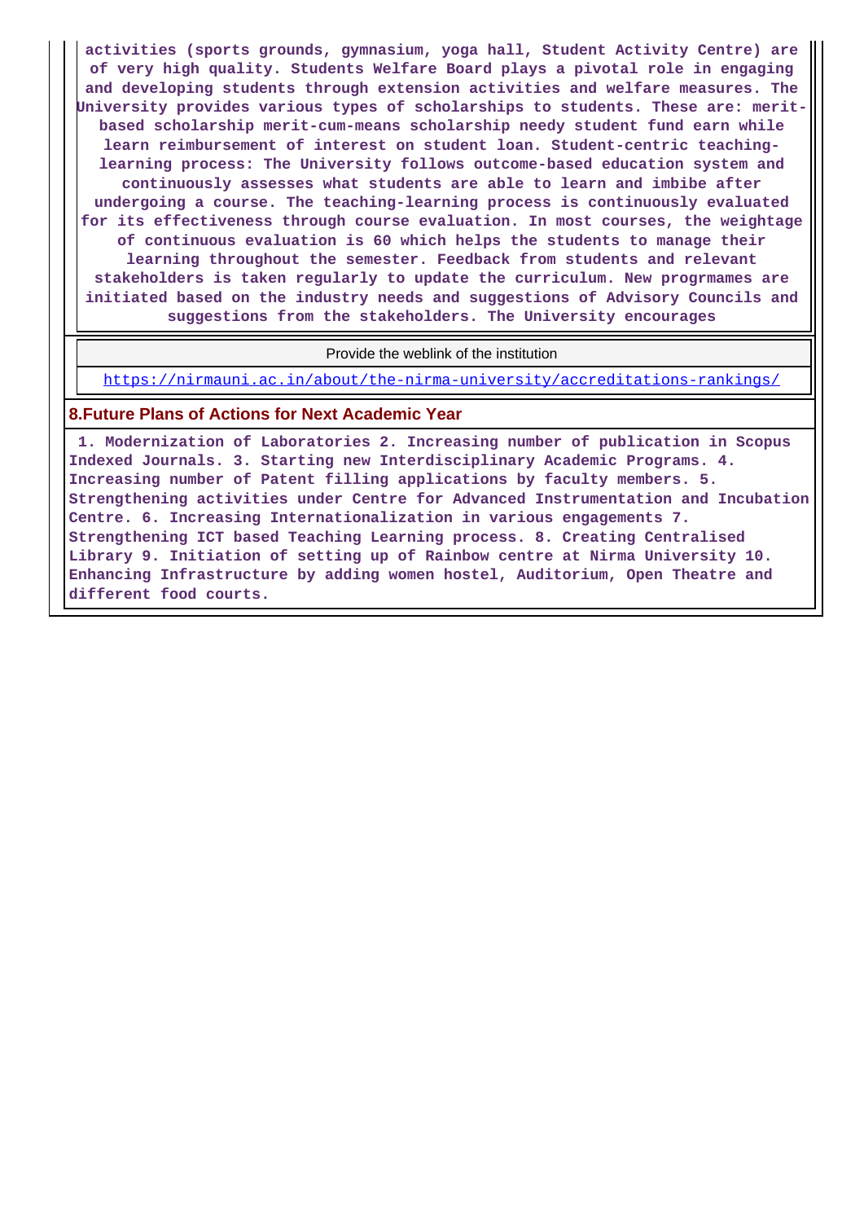activities (sports grounds, gymnasium, yoga hall, Student Activity Centre) are of very high quality. Students Welfare Board plays a pivotal role in engaging and developing students through extension activities and welfare measures. The University provides various types of scholarships to students. These are: merit-based scholarship merit-cum-means scholarship needy student fund earn while learn reimbursement of interest on student loan. Student-centric teaching-learning process: The University follows outcome-based education system and continuously assesses what students are able to learn and imbibe after undergoing a course. The teaching-learning process is continuously evaluated for its effectiveness through course evaluation. In most courses, the weightage of continuous evaluation is 60 which helps the students to manage their learning throughout the semester. Feedback from students and relevant stakeholders is taken regularly to update the curriculum. New progrmames are initiated based on the industry needs and suggestions of Advisory Councils and suggestions from the stakeholders. The University encourages

| Provide the weblink of the institution |
| --- |
| https://nirmauni.ac.in/about/the-nirma-university/accreditations-rankings/ |

## 8.Future Plans of Actions for Next Academic Year

1. Modernization of Laboratories 2. Increasing number of publication in Scopus Indexed Journals. 3. Starting new Interdisciplinary Academic Programs. 4. Increasing number of Patent filling applications by faculty members. 5. Strengthening activities under Centre for Advanced Instrumentation and Incubation Centre. 6. Increasing Internationalization in various engagements 7. Strengthening ICT based Teaching Learning process. 8. Creating Centralised Library 9. Initiation of setting up of Rainbow centre at Nirma University 10. Enhancing Infrastructure by adding women hostel, Auditorium, Open Theatre and different food courts.